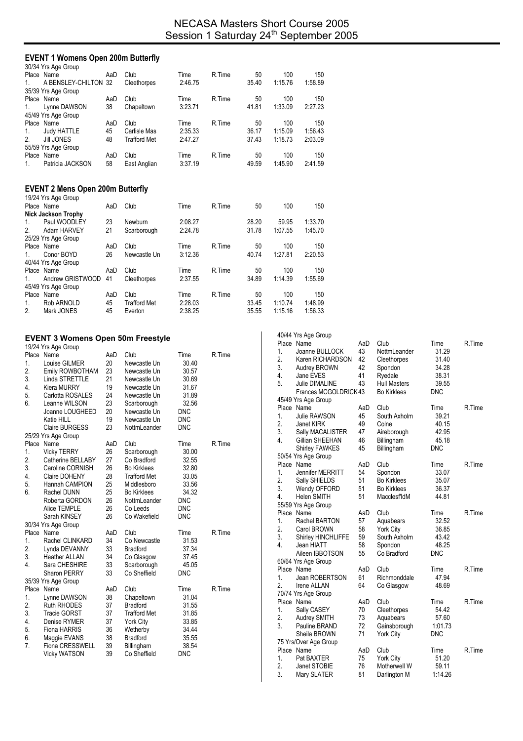# NECASA Masters Short Course 2005
## Session 1 Saturday 24th September 2005

### EVENT 1 Womens Open 200m Butterfly

30/34 Yrs Age Group

| Place | Name | AaD | Club | Time | R.Time | 50 | 100 | 150 |
|---|---|---|---|---|---|---|---|---|
| 1. | A BENSLEY-CHILTON | 32 | Cleethorpes | 2:46.75 | | 35.40 | 1:15.76 | 1:58.89 |

35/39 Yrs Age Group

| Place | Name | AaD | Club | Time | R.Time | 50 | 100 | 150 |
|---|---|---|---|---|---|---|---|---|
| 1. | Lynne DAWSON | 38 | Chapeltown | 3:23.71 | | 41.81 | 1:33.09 | 2:27.23 |

45/49 Yrs Age Group

| Place | Name | AaD | Club | Time | R.Time | 50 | 100 | 150 |
|---|---|---|---|---|---|---|---|---|
| 1. | Judy HATTLE | 45 | Carlisle Mas | 2:35.33 | | 36.17 | 1:15.09 | 1:56.43 |
| 2. | Jill JONES | 48 | Trafford Met | 2:47.27 | | 37.43 | 1:18.73 | 2:03.09 |

55/59 Yrs Age Group

| Place | Name | AaD | Club | Time | R.Time | 50 | 100 | 150 |
|---|---|---|---|---|---|---|---|---|
| 1. | Patricia JACKSON | 58 | East Anglian | 3:37.19 | | 49.59 | 1:45.90 | 2:41.59 |

### EVENT 2 Mens Open 200m Butterfly

19/24 Yrs Age Group

**Nick Jackson Trophy**

| Place | Name | AaD | Club | Time | R.Time | 50 | 100 | 150 |
|---|---|---|---|---|---|---|---|---|
| 1. | Paul WOODLEY | 23 | Newburn | 2:08.27 | | 28.20 | 59.95 | 1:33.70 |
| 2. | Adam HARVEY | 21 | Scarborough | 2:24.78 | | 31.78 | 1:07.55 | 1:45.70 |

25/29 Yrs Age Group

| Place | Name | AaD | Club | Time | R.Time | 50 | 100 | 150 |
|---|---|---|---|---|---|---|---|---|
| 1. | Conor BOYD | 26 | Newcastle Un | 3:12.36 | | 40.74 | 1:27.81 | 2:20.53 |

40/44 Yrs Age Group

| Place | Name | AaD | Club | Time | R.Time | 50 | 100 | 150 |
|---|---|---|---|---|---|---|---|---|
| 1. | Andrew GRISTWOOD | 41 | Cleethorpes | 2:37.55 | | 34.89 | 1:14.39 | 1:55.69 |

45/49 Yrs Age Group

| Place | Name | AaD | Club | Time | R.Time | 50 | 100 | 150 |
|---|---|---|---|---|---|---|---|---|
| 1. | Rob ARNOLD | 45 | Trafford Met | 2:28.03 | | 33.45 | 1:10.74 | 1:48.99 |
| 2. | Mark JONES | 45 | Everton | 2:38.25 | | 35.55 | 1:15.16 | 1:56.33 |

### EVENT 3 Womens Open 50m Freestyle

19/24 Yrs Age Group

| Place | Name | AaD | Club | Time | R.Time |
|---|---|---|---|---|---|
| 1. | Louise GILMER | 20 | Newcastle Un | 30.40 | |
| 2. | Emily ROWBOTHAM | 23 | Newcastle Un | 30.57 | |
| 3. | Linda STRETTLE | 21 | Newcastle Un | 30.69 | |
| 4. | Kiera MURRY | 19 | Newcastle Un | 31.67 | |
| 5. | Carlotta ROSALES | 24 | Newcastle Un | 31.89 | |
| 6. | Leanne WILSON | 23 | Scarborough | 32.56 | |
| | Joanne LOUGHEED | 20 | Newcastle Un | DNC | |
| | Katie HILL | 19 | Newcastle Un | DNC | |
| | Claire BURGESS | 23 | NottmLeander | DNC | |

25/29 Yrs Age Group

| Place | Name | AaD | Club | Time | R.Time |
|---|---|---|---|---|---|
| 1. | Vicky TERRY | 26 | Scarborough | 30.00 | |
| 2. | Catherine BELLABY | 27 | Co Bradford | 32.55 | |
| 3. | Caroline CORNISH | 26 | Bo Kirklees | 32.80 | |
| 4. | Claire DOHENY | 28 | Trafford Met | 33.05 | |
| 5. | Hannah CAMPION | 25 | Middlesboro | 33.56 | |
| 6. | Rachel DUNN | 25 | Bo Kirklees | 34.32 | |
| | Roberta GORDON | 26 | NottmLeander | DNC | |
| | Alice TEMPLE | 26 | Co Leeds | DNC | |
| | Sarah KINSEY | 26 | Co Wakefield | DNC | |

30/34 Yrs Age Group

| Place | Name | AaD | Club | Time | R.Time |
|---|---|---|---|---|---|
| 1. | Rachel CLINKARD | 34 | Co Newcastle | 31.53 | |
| 2. | Lynda DEVANNY | 33 | Bradford | 37.34 | |
| 3. | Heather ALLAN | 34 | Co Glasgow | 37.45 | |
| 4. | Sara CHESHIRE | 33 | Scarborough | 45.05 | |
| | Sharon PERRY | 33 | Co Sheffield | DNC | |

35/39 Yrs Age Group

| Place | Name | AaD | Club | Time | R.Time |
|---|---|---|---|---|---|
| 1. | Lynne DAWSON | 38 | Chapeltown | 31.04 | |
| 2. | Ruth RHODES | 37 | Bradford | 31.55 | |
| 3. | Tracie GORST | 37 | Trafford Met | 31.85 | |
| 4. | Denise RYMER | 37 | York City | 33.85 | |
| 5. | Fiona HARRIS | 36 | Wetherby | 34.44 | |
| 6. | Maggie EVANS | 38 | Bradford | 35.55 | |
| 7. | Fiona CRESSWELL | 39 | Billingham | 38.54 | |
| | Vicky WATSON | 39 | Co Sheffield | DNC | |

40/44 Yrs Age Group

| Place | Name | AaD | Club | Time | R.Time |
|---|---|---|---|---|---|
| 1. | Joanne BULLOCK | 43 | NottmLeander | 31.29 | |
| 2. | Karen RICHARDSON | 42 | Cleethorpes | 31.40 | |
| 3. | Audrey BROWN | 42 | Spondon | 34.28 | |
| 4. | Jane EVES | 41 | Ryedale | 38.31 | |
| 5. | Julie DIMALINE | 43 | Hull Masters | 39.55 | |
| | Frances MCGOLDRICK | 43 | Bo Kirklees | DNC | |

45/49 Yrs Age Group

| Place | Name | AaD | Club | Time | R.Time |
|---|---|---|---|---|---|
| 1. | Julie RAWSON | 45 | South Axholm | 39.21 | |
| 2. | Janet KIRK | 49 | Colne | 40.15 | |
| 3. | Sally MACALISTER | 47 | Aireborough | 42.95 | |
| 4. | Gillian SHEEHAN | 46 | Billingham | 45.18 | |
| | Shirley FAWKES | 45 | Billingham | DNC | |

50/54 Yrs Age Group

| Place | Name | AaD | Club | Time | R.Time |
|---|---|---|---|---|---|
| 1. | Jennifer MERRITT | 54 | Spondon | 33.07 | |
| 2. | Sally SHIELDS | 51 | Bo Kirklees | 35.07 | |
| 3. | Wendy OFFORD | 51 | Bo Kirklees | 36.37 | |
| 4. | Helen SMITH | 51 | Macclesf'ldM | 44.81 | |

55/59 Yrs Age Group

| Place | Name | AaD | Club | Time | R.Time |
|---|---|---|---|---|---|
| 1. | Rachel BARTON | 57 | Aquabears | 32.52 | |
| 2. | Carol BROWN | 58 | York City | 36.85 | |
| 3. | Shirley HINCHLIFFE | 59 | South Axholm | 43.42 | |
| 4. | Jean HIATT | 58 | Spondon | 48.25 | |
| | Aileen IBBOTSON | 55 | Co Bradford | DNC | |

60/64 Yrs Age Group

| Place | Name | AaD | Club | Time | R.Time |
|---|---|---|---|---|---|
| 1. | Jean ROBERTSON | 61 | Richmonddale | 47.94 | |
| 2. | Irene ALLAN | 64 | Co Glasgow | 48.69 | |

70/74 Yrs Age Group

| Place | Name | AaD | Club | Time | R.Time |
|---|---|---|---|---|---|
| 1. | Sally CASEY | 70 | Cleethorpes | 54.42 | |
| 2. | Audrey SMITH | 73 | Aquabears | 57.60 | |
| 3. | Pauline BRAND | 72 | Gainsborough | 1:01.73 | |
| | Sheila BROWN | 71 | York City | DNC | |

75 Yrs/Over Age Group

| Place | Name | AaD | Club | Time | R.Time |
|---|---|---|---|---|---|
| 1. | Pat BAXTER | 75 | York City | 51.20 | |
| 2. | Janet STOBIE | 76 | Motherwell W | 59.11 | |
| 3. | Mary SLATER | 81 | Darlington M | 1:14.26 | |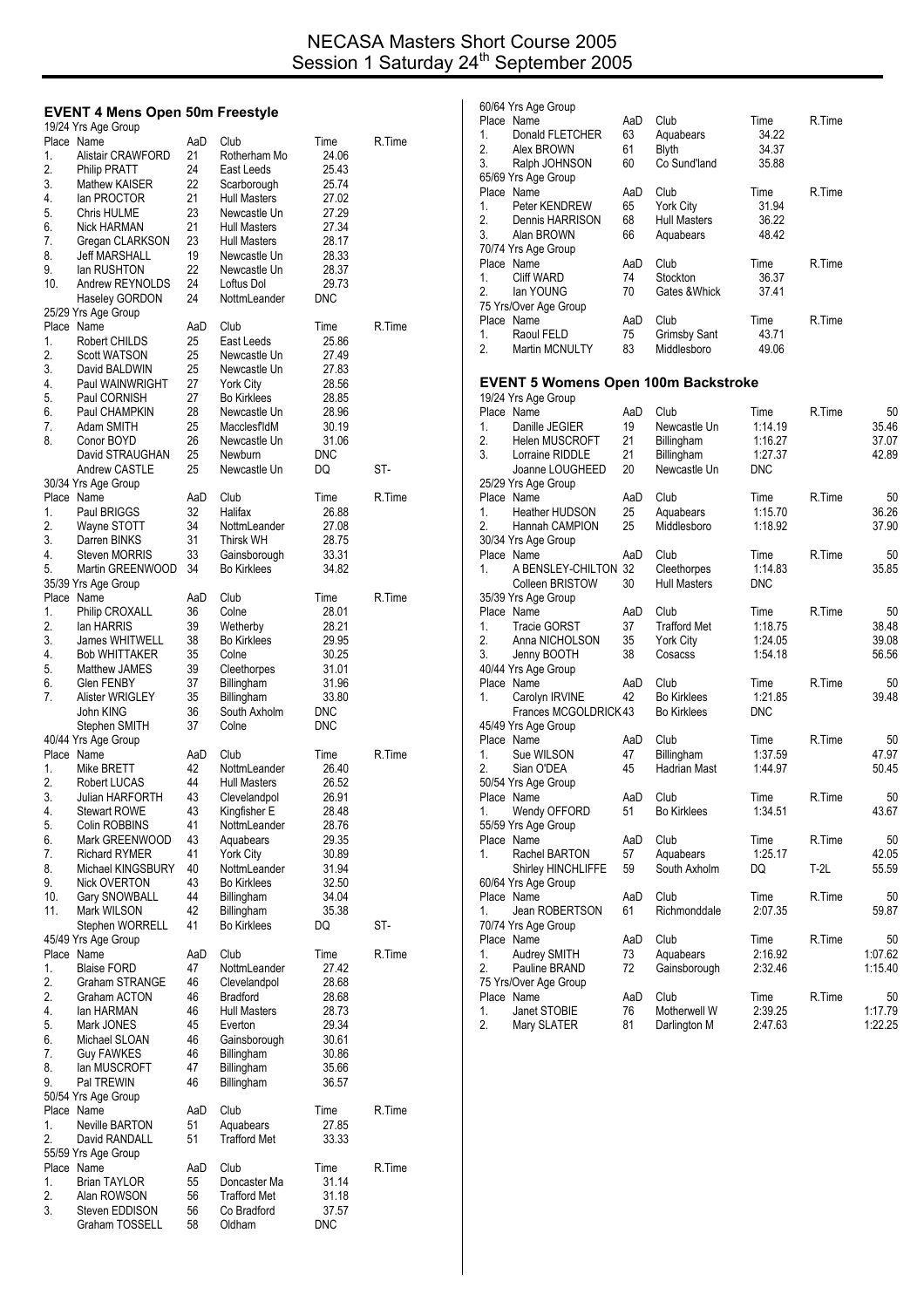# NECASA Masters Short Course 2005
## Session 1 Saturday 24th September 2005

### EVENT 4 Mens Open 50m Freestyle

19/24 Yrs Age Group

| Place | Name | AaD | Club | Time | R.Time |
|---|---|---|---|---|---|
| 1. | Alistair CRAWFORD | 21 | Rotherham Mo | 24.06 | |
| 2. | Philip PRATT | 24 | East Leeds | 25.43 | |
| 3. | Mathew KAISER | 22 | Scarborough | 25.74 | |
| 4. | Ian PROCTOR | 21 | Hull Masters | 27.02 | |
| 5. | Chris HULME | 23 | Newcastle Un | 27.29 | |
| 6. | Nick HARMAN | 21 | Hull Masters | 27.34 | |
| 7. | Gregan CLARKSON | 23 | Hull Masters | 28.17 | |
| 8. | Jeff MARSHALL | 19 | Newcastle Un | 28.33 | |
| 9. | Ian RUSHTON | 22 | Newcastle Un | 28.37 | |
| 10. | Andrew REYNOLDS | 24 | Loftus Dol | 29.73 | |
| | Haseley GORDON | 24 | NottmLeander | DNC | |

25/29 Yrs Age Group

| Place | Name | AaD | Club | Time | R.Time |
|---|---|---|---|---|---|
| 1. | Robert CHILDS | 25 | East Leeds | 25.86 | |
| 2. | Scott WATSON | 25 | Newcastle Un | 27.49 | |
| 3. | David BALDWIN | 25 | Newcastle Un | 27.83 | |
| 4. | Paul WAINWRIGHT | 27 | York City | 28.56 | |
| 5. | Paul CORNISH | 27 | Bo Kirklees | 28.85 | |
| 6. | Paul CHAMPKIN | 28 | Newcastle Un | 28.96 | |
| 7. | Adam SMITH | 25 | Macclesf'ldM | 30.19 | |
| 8. | Conor BOYD | 26 | Newcastle Un | 31.06 | |
| | David STRAUGHAN | 25 | Newburn | DNC | |
| | Andrew CASTLE | 25 | Newcastle Un | DQ | ST- |

30/34 Yrs Age Group

| Place | Name | AaD | Club | Time | R.Time |
|---|---|---|---|---|---|
| 1. | Paul BRIGGS | 32 | Halifax | 26.88 | |
| 2. | Wayne STOTT | 34 | NottmLeander | 27.08 | |
| 3. | Darren BINKS | 31 | Thirsk WH | 28.75 | |
| 4. | Steven MORRIS | 33 | Gainsborough | 33.31 | |
| 5. | Martin GREENWOOD | 34 | Bo Kirklees | 34.82 | |

35/39 Yrs Age Group

| Place | Name | AaD | Club | Time | R.Time |
|---|---|---|---|---|---|
| 1. | Philip CROXALL | 36 | Colne | 28.01 | |
| 2. | Ian HARRIS | 39 | Wetherby | 28.21 | |
| 3. | James WHITWELL | 38 | Bo Kirklees | 29.95 | |
| 4. | Bob WHITTAKER | 35 | Colne | 30.25 | |
| 5. | Matthew JAMES | 39 | Cleethorpes | 31.01 | |
| 6. | Glen FENBY | 37 | Billingham | 31.96 | |
| 7. | Alister WRIGLEY | 35 | Billingham | 33.80 | |
| | John KING | 36 | South Axholm | DNC | |
| | Stephen SMITH | 37 | Colne | DNC | |

40/44 Yrs Age Group

| Place | Name | AaD | Club | Time | R.Time |
|---|---|---|---|---|---|
| 1. | Mike BRETT | 42 | NottmLeander | 26.40 | |
| 2. | Robert LUCAS | 44 | Hull Masters | 26.52 | |
| 3. | Julian HARFORTH | 43 | Clevelandpol | 26.91 | |
| 4. | Stewart ROWE | 43 | Kingfisher E | 28.48 | |
| 5. | Colin ROBBINS | 41 | NottmLeander | 28.76 | |
| 6. | Mark GREENWOOD | 43 | Aquabears | 29.35 | |
| 7. | Richard RYMER | 41 | York City | 30.89 | |
| 8. | Michael KINGSBURY | 40 | NottmLeander | 31.94 | |
| 9. | Nick OVERTON | 43 | Bo Kirklees | 32.50 | |
| 10. | Gary SNOWBALL | 44 | Billingham | 34.04 | |
| 11. | Mark WILSON | 42 | Billingham | 35.38 | |
| | Stephen WORRELL | 41 | Bo Kirklees | DQ | ST- |

45/49 Yrs Age Group

| Place | Name | AaD | Club | Time | R.Time |
|---|---|---|---|---|---|
| 1. | Blaise FORD | 47 | NottmLeander | 27.42 | |
| 2. | Graham STRANGE | 46 | Clevelandpol | 28.68 | |
| 2. | Graham ACTON | 46 | Bradford | 28.68 | |
| 4. | Ian HARMAN | 46 | Hull Masters | 28.73 | |
| 5. | Mark JONES | 45 | Everton | 29.34 | |
| 6. | Michael SLOAN | 46 | Gainsborough | 30.61 | |
| 7. | Guy FAWKES | 46 | Billingham | 30.86 | |
| 8. | Ian MUSCROFT | 47 | Billingham | 35.66 | |
| 9. | Pal TREWIN | 46 | Billingham | 36.57 | |

50/54 Yrs Age Group

| Place | Name | AaD | Club | Time | R.Time |
|---|---|---|---|---|---|
| 1. | Neville BARTON | 51 | Aquabears | 27.85 | |
| 2. | David RANDALL | 51 | Trafford Met | 33.33 | |

55/59 Yrs Age Group

| Place | Name | AaD | Club | Time | R.Time |
|---|---|---|---|---|---|
| 1. | Brian TAYLOR | 55 | Doncaster Ma | 31.14 | |
| 2. | Alan ROWSON | 56 | Trafford Met | 31.18 | |
| 3. | Steven EDDISON | 56 | Co Bradford | 37.57 | |
| | Graham TOSSELL | 58 | Oldham | DNC | |

60/64 Yrs Age Group

| Place | Name | AaD | Club | Time | R.Time |
|---|---|---|---|---|---|
| 1. | Donald FLETCHER | 63 | Aquabears | 34.22 | |
| 2. | Alex BROWN | 61 | Blyth | 34.37 | |
| 3. | Ralph JOHNSON | 60 | Co Sund'land | 35.88 | |

65/69 Yrs Age Group

| Place | Name | AaD | Club | Time | R.Time |
|---|---|---|---|---|---|
| 1. | Peter KENDREW | 65 | York City | 31.94 | |
| 2. | Dennis HARRISON | 68 | Hull Masters | 36.22 | |
| 3. | Alan BROWN | 66 | Aquabears | 48.42 | |

70/74 Yrs Age Group

| Place | Name | AaD | Club | Time | R.Time |
|---|---|---|---|---|---|
| 1. | Cliff WARD | 74 | Stockton | 36.37 | |
| 2. | Ian YOUNG | 70 | Gates &Whick | 37.41 | |

75 Yrs/Over Age Group

| Place | Name | AaD | Club | Time | R.Time |
|---|---|---|---|---|---|
| 1. | Raoul FELD | 75 | Grimsby Sant | 43.71 | |
| 2. | Martin MCNULTY | 83 | Middlesboro | 49.06 | |

### EVENT 5 Womens Open 100m Backstroke

19/24 Yrs Age Group

| Place | Name | AaD | Club | Time | R.Time | 50 |
|---|---|---|---|---|---|---|
| 1. | Danille JEGIER | 19 | Newcastle Un | 1:14.19 | | 35.46 |
| 2. | Helen MUSCROFT | 21 | Billingham | 1:16.27 | | 37.07 |
| 3. | Lorraine RIDDLE | 21 | Billingham | 1:27.37 | | 42.89 |
| | Joanne LOUGHEED | 20 | Newcastle Un | DNC | | |

25/29 Yrs Age Group

| Place | Name | AaD | Club | Time | R.Time | 50 |
|---|---|---|---|---|---|---|
| 1. | Heather HUDSON | 25 | Aquabears | 1:15.70 | | 36.26 |
| 2. | Hannah CAMPION | 25 | Middlesboro | 1:18.92 | | 37.90 |

30/34 Yrs Age Group

| Place | Name | AaD | Club | Time | R.Time | 50 |
|---|---|---|---|---|---|---|
| 1. | A BENSLEY-CHILTON | 32 | Cleethorpes | 1:14.83 | | 35.85 |
| | Colleen BRISTOW | 30 | Hull Masters | DNC | | |

35/39 Yrs Age Group

| Place | Name | AaD | Club | Time | R.Time | 50 |
|---|---|---|---|---|---|---|
| 1. | Tracie GORST | 37 | Trafford Met | 1:18.75 | | 38.48 |
| 2. | Anna NICHOLSON | 35 | York City | 1:24.05 | | 39.08 |
| 3. | Jenny BOOTH | 38 | Cosacss | 1:54.18 | | 56.56 |

40/44 Yrs Age Group

| Place | Name | AaD | Club | Time | R.Time | 50 |
|---|---|---|---|---|---|---|
| 1. | Carolyn IRVINE | 42 | Bo Kirklees | 1:21.85 | | 39.48 |
| | Frances MCGOLDRICK | 43 | Bo Kirklees | DNC | | |

45/49 Yrs Age Group

| Place | Name | AaD | Club | Time | R.Time | 50 |
|---|---|---|---|---|---|---|
| 1. | Sue WILSON | 47 | Billingham | 1:37.59 | | 47.97 |
| 2. | Sian O'DEA | 45 | Hadrian Mast | 1:44.97 | | 50.45 |

50/54 Yrs Age Group

| Place | Name | AaD | Club | Time | R.Time | 50 |
|---|---|---|---|---|---|---|
| 1. | Wendy OFFORD | 51 | Bo Kirklees | 1:34.51 | | 43.67 |

55/59 Yrs Age Group

| Place | Name | AaD | Club | Time | R.Time | 50 |
|---|---|---|---|---|---|---|
| 1. | Rachel BARTON | 57 | Aquabears | 1:25.17 | | 42.05 |
| | Shirley HINCHLIFFE | 59 | South Axholm | DQ | T-2L | 55.59 |

60/64 Yrs Age Group

| Place | Name | AaD | Club | Time | R.Time | 50 |
|---|---|---|---|---|---|---|
| 1. | Jean ROBERTSON | 61 | Richmonddale | 2:07.35 | | 59.87 |

70/74 Yrs Age Group

| Place | Name | AaD | Club | Time | R.Time | 50 |
|---|---|---|---|---|---|---|
| 1. | Audrey SMITH | 73 | Aquabears | 2:16.92 | | 1:07.62 |
| 2. | Pauline BRAND | 72 | Gainsborough | 2:32.46 | | 1:15.40 |

75 Yrs/Over Age Group

| Place | Name | AaD | Club | Time | R.Time | 50 |
|---|---|---|---|---|---|---|
| 1. | Janet STOBIE | 76 | Motherwell W | 2:39.25 | | 1:17.79 |
| 2. | Mary SLATER | 81 | Darlington M | 2:47.63 | | 1:22.25 |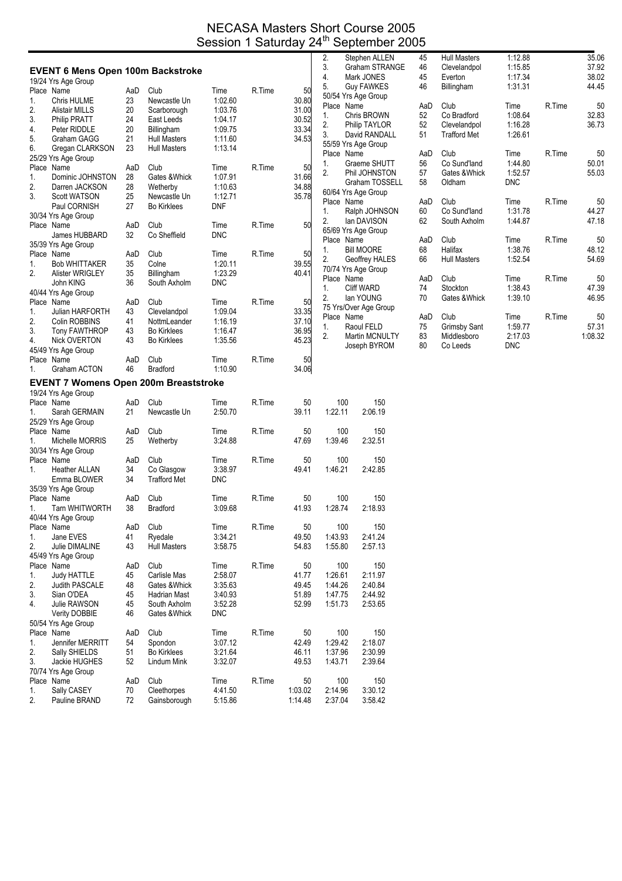# NECASA Masters Short Course 2005
## Session 1 Saturday 24th September 2005

### EVENT 6 Mens Open 100m Backstroke

**19/24 Yrs Age Group**

| Place | Name | AaD | Club | Time | R.Time | 50 |
|---|---|---|---|---|---|---|
| 1. | Chris HULME | 23 | Newcastle Un | 1:02.60 | | 30.80 |
| 2. | Alistair MILLS | 20 | Scarborough | 1:03.76 | | 31.00 |
| 3. | Philip PRATT | 24 | East Leeds | 1:04.17 | | 30.52 |
| 4. | Peter RIDDLE | 20 | Billingham | 1:09.75 | | 33.34 |
| 5. | Graham GAGG | 21 | Hull Masters | 1:11.60 | | 34.53 |
| 6. | Gregan CLARKSON | 23 | Hull Masters | 1:13.14 | | |

**25/29 Yrs Age Group**

| Place | Name | AaD | Club | Time | R.Time | 50 |
|---|---|---|---|---|---|---|
| 1. | Dominic JOHNSTON | 28 | Gates &Whick | 1:07.91 | | 31.66 |
| 2. | Darren JACKSON | 28 | Wetherby | 1:10.63 | | 34.88 |
| 3. | Scott WATSON | 25 | Newcastle Un | 1:12.71 | | 35.78 |
| | Paul CORNISH | 27 | Bo Kirklees | DNF | | |

**30/34 Yrs Age Group**

| Place | Name | AaD | Club | Time | R.Time | 50 |
|---|---|---|---|---|---|---|
| | James HUBBARD | 32 | Co Sheffield | DNC | | |

**35/39 Yrs Age Group**

| Place | Name | AaD | Club | Time | R.Time | 50 |
|---|---|---|---|---|---|---|
| 1. | Bob WHITTAKER | 35 | Colne | 1:20.11 | | 39.55 |
| 2. | Alister WRIGLEY | 35 | Billingham | 1:23.29 | | 40.41 |
| | John KING | 36 | South Axholm | DNC | | |

**40/44 Yrs Age Group**

| Place | Name | AaD | Club | Time | R.Time | 50 |
|---|---|---|---|---|---|---|
| 1. | Julian HARFORTH | 43 | Clevelandpol | 1:09.04 | | 33.35 |
| 2. | Colin ROBBINS | 41 | NottmLeander | 1:16.19 | | 37.10 |
| 3. | Tony FAWTHROP | 43 | Bo Kirklees | 1:16.47 | | 36.95 |
| 4. | Nick OVERTON | 43 | Bo Kirklees | 1:35.56 | | 45.23 |

**45/49 Yrs Age Group**

| Place | Name | AaD | Club | Time | R.Time | 50 |
|---|---|---|---|---|---|---|
| 1. | Graham ACTON | 46 | Bradford | 1:10.90 | | 34.06 |
| 2. | Stephen ALLEN | 45 | Hull Masters | 1:12.88 | | 35.06 |
| 3. | Graham STRANGE | 46 | Clevelandpol | 1:15.85 | | 37.92 |
| 4. | Mark JONES | 45 | Everton | 1:17.34 | | 38.02 |
| 5. | Guy FAWKES | 46 | Billingham | 1:31.31 | | 44.45 |

**50/54 Yrs Age Group**

| Place | Name | AaD | Club | Time | R.Time | 50 |
|---|---|---|---|---|---|---|
| 1. | Chris BROWN | 52 | Co Bradford | 1:08.64 | | 32.83 |
| 2. | Philip TAYLOR | 52 | Clevelandpol | 1:16.28 | | 36.73 |
| 3. | David RANDALL | 51 | Trafford Met | 1:26.61 | | |

**55/59 Yrs Age Group**

| Place | Name | AaD | Club | Time | R.Time | 50 |
|---|---|---|---|---|---|---|
| 1. | Graeme SHUTT | 56 | Co Sund'land | 1:44.80 | | 50.01 |
| 2. | Phil JOHNSTON | 57 | Gates &Whick | 1:52.57 | | 55.03 |
| | Graham TOSSELL | 58 | Oldham | DNC | | |

**60/64 Yrs Age Group**

| Place | Name | AaD | Club | Time | R.Time | 50 |
|---|---|---|---|---|---|---|
| 1. | Ralph JOHNSON | 60 | Co Sund'land | 1:31.78 | | 44.27 |
| 2. | Ian DAVISON | 62 | South Axholm | 1:44.87 | | 47.18 |

**65/69 Yrs Age Group**

| Place | Name | AaD | Club | Time | R.Time | 50 |
|---|---|---|---|---|---|---|
| 1. | Bill MOORE | 68 | Halifax | 1:38.76 | | 48.12 |
| 2. | Geoffrey HALES | 66 | Hull Masters | 1:52.54 | | 54.69 |

**70/74 Yrs Age Group**

| Place | Name | AaD | Club | Time | R.Time | 50 |
|---|---|---|---|---|---|---|
| 1. | Cliff WARD | 74 | Stockton | 1:38.43 | | 47.39 |
| 2. | Ian YOUNG | 70 | Gates &Whick | 1:39.10 | | 46.95 |

**75 Yrs/Over Age Group**

| Place | Name | AaD | Club | Time | R.Time | 50 |
|---|---|---|---|---|---|---|
| 1. | Raoul FELD | 75 | Grimsby Sant | 1:59.77 | | 57.31 |
| 2. | Martin MCNULTY | 83 | Middlesboro | 2:17.03 | | 1:08.32 |
| | Joseph BYROM | 80 | Co Leeds | DNC | | |

### EVENT 7 Womens Open 200m Breaststroke

**19/24 Yrs Age Group**

| Place | Name | AaD | Club | Time | R.Time | 50 | 100 | 150 |
|---|---|---|---|---|---|---|---|---|
| 1. | Sarah GERMAIN | 21 | Newcastle Un | 2:50.70 | | 39.11 | 1:22.11 | 2:06.19 |

**25/29 Yrs Age Group**

| Place | Name | AaD | Club | Time | R.Time | 50 | 100 | 150 |
|---|---|---|---|---|---|---|---|---|
| 1. | Michelle MORRIS | 25 | Wetherby | 3:24.88 | | 47.69 | 1:39.46 | 2:32.51 |

**30/34 Yrs Age Group**

| Place | Name | AaD | Club | Time | R.Time | 50 | 100 | 150 |
|---|---|---|---|---|---|---|---|---|
| 1. | Heather ALLAN | 34 | Co Glasgow | 3:38.97 | | 49.41 | 1:46.21 | 2:42.85 |
| | Emma BLOWER | 34 | Trafford Met | DNC | | | | |

**35/39 Yrs Age Group**

| Place | Name | AaD | Club | Time | R.Time | 50 | 100 | 150 |
|---|---|---|---|---|---|---|---|---|
| 1. | Tarn WHITWORTH | 38 | Bradford | 3:09.68 | | 41.93 | 1:28.74 | 2:18.93 |

**40/44 Yrs Age Group**

| Place | Name | AaD | Club | Time | R.Time | 50 | 100 | 150 |
|---|---|---|---|---|---|---|---|---|
| 1. | Jane EVES | 41 | Ryedale | 3:34.21 | | 49.50 | 1:43.93 | 2:41.24 |
| 2. | Julie DIMALINE | 43 | Hull Masters | 3:58.75 | | 54.83 | 1:55.80 | 2:57.13 |

**45/49 Yrs Age Group**

| Place | Name | AaD | Club | Time | R.Time | 50 | 100 | 150 |
|---|---|---|---|---|---|---|---|---|
| 1. | Judy HATTLE | 45 | Carlisle Mas | 2:58.07 | | 41.77 | 1:26.61 | 2:11.97 |
| 2. | Judith PASCALE | 48 | Gates &Whick | 3:35.63 | | 49.45 | 1:44.26 | 2:40.84 |
| 3. | Sian O'DEA | 45 | Hadrian Mast | 3:40.93 | | 51.89 | 1:47.75 | 2:44.92 |
| 4. | Julie RAWSON | 45 | South Axholm | 3:52.28 | | 52.99 | 1:51.73 | 2:53.65 |
| | Verity DOBBIE | 46 | Gates &Whick | DNC | | | | |

**50/54 Yrs Age Group**

| Place | Name | AaD | Club | Time | R.Time | 50 | 100 | 150 |
|---|---|---|---|---|---|---|---|---|
| 1. | Jennifer MERRITT | 54 | Spondon | 3:07.12 | | 42.49 | 1:29.42 | 2:18.07 |
| 2. | Sally SHIELDS | 51 | Bo Kirklees | 3:21.64 | | 46.11 | 1:37.96 | 2:30.99 |
| 3. | Jackie HUGHES | 52 | Lindum Mink | 3:32.07 | | 49.53 | 1:43.71 | 2:39.64 |

**70/74 Yrs Age Group**

| Place | Name | AaD | Club | Time | R.Time | 50 | 100 | 150 |
|---|---|---|---|---|---|---|---|---|
| 1. | Sally CASEY | 70 | Cleethorpes | 4:41.50 | | 1:03.02 | 2:14.96 | 3:30.12 |
| 2. | Pauline BRAND | 72 | Gainsborough | 5:15.86 | | 1:14.48 | 2:37.04 | 3:58.42 |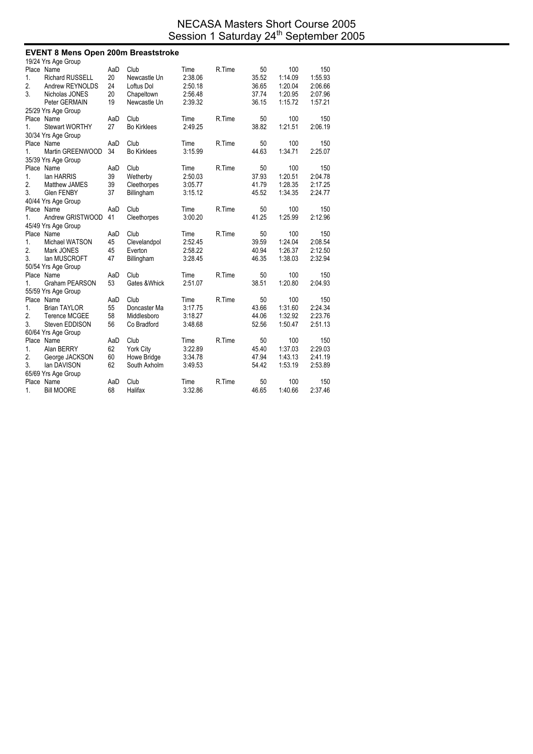# NECASA Masters Short Course 2005
## Session 1 Saturday 24th September 2005

### EVENT 8 Mens Open 200m Breaststroke

19/24 Yrs Age Group

| Place | Name | AaD | Club | Time | R.Time | 50 | 100 | 150 |
|---|---|---|---|---|---|---|---|---|
| 1. | Richard RUSSELL | 20 | Newcastle Un | 2:38.06 | | 35.52 | 1:14.09 | 1:55.93 |
| 2. | Andrew REYNOLDS | 24 | Loftus Dol | 2:50.18 | | 36.65 | 1:20.04 | 2:06.66 |
| 3. | Nicholas JONES | 20 | Chapeltown | 2:56.48 | | 37.74 | 1:20.95 | 2:07.96 |
| | Peter GERMAIN | 19 | Newcastle Un | 2:39.32 | | 36.15 | 1:15.72 | 1:57.21 |

25/29 Yrs Age Group

| Place | Name | AaD | Club | Time | R.Time | 50 | 100 | 150 |
|---|---|---|---|---|---|---|---|---|
| 1. | Stewart WORTHY | 27 | Bo Kirklees | 2:49.25 | | 38.82 | 1:21.51 | 2:06.19 |

30/34 Yrs Age Group

| Place | Name | AaD | Club | Time | R.Time | 50 | 100 | 150 |
|---|---|---|---|---|---|---|---|---|
| 1. | Martin GREENWOOD | 34 | Bo Kirklees | 3:15.99 | | 44.63 | 1:34.71 | 2:25.07 |

35/39 Yrs Age Group

| Place | Name | AaD | Club | Time | R.Time | 50 | 100 | 150 |
|---|---|---|---|---|---|---|---|---|
| 1. | Ian HARRIS | 39 | Wetherby | 2:50.03 | | 37.93 | 1:20.51 | 2:04.78 |
| 2. | Matthew JAMES | 39 | Cleethorpes | 3:05.77 | | 41.79 | 1:28.35 | 2:17.25 |
| 3. | Glen FENBY | 37 | Billingham | 3:15.12 | | 45.52 | 1:34.35 | 2:24.77 |

40/44 Yrs Age Group

| Place | Name | AaD | Club | Time | R.Time | 50 | 100 | 150 |
|---|---|---|---|---|---|---|---|---|
| 1. | Andrew GRISTWOOD | 41 | Cleethorpes | 3:00.20 | | 41.25 | 1:25.99 | 2:12.96 |

45/49 Yrs Age Group

| Place | Name | AaD | Club | Time | R.Time | 50 | 100 | 150 |
|---|---|---|---|---|---|---|---|---|
| 1. | Michael WATSON | 45 | Clevelandpol | 2:52.45 | | 39.59 | 1:24.04 | 2:08.54 |
| 2. | Mark JONES | 45 | Everton | 2:58.22 | | 40.94 | 1:26.37 | 2:12.50 |
| 3. | Ian MUSCROFT | 47 | Billingham | 3:28.45 | | 46.35 | 1:38.03 | 2:32.94 |

50/54 Yrs Age Group

| Place | Name | AaD | Club | Time | R.Time | 50 | 100 | 150 |
|---|---|---|---|---|---|---|---|---|
| 1. | Graham PEARSON | 53 | Gates &Whick | 2:51.07 | | 38.51 | 1:20.80 | 2:04.93 |

55/59 Yrs Age Group

| Place | Name | AaD | Club | Time | R.Time | 50 | 100 | 150 |
|---|---|---|---|---|---|---|---|---|
| 1. | Brian TAYLOR | 55 | Doncaster Ma | 3:17.75 | | 43.66 | 1:31.60 | 2:24.34 |
| 2. | Terence MCGEE | 58 | Middlesboro | 3:18.27 | | 44.06 | 1:32.92 | 2:23.76 |
| 3. | Steven EDDISON | 56 | Co Bradford | 3:48.68 | | 52.56 | 1:50.47 | 2:51.13 |

60/64 Yrs Age Group

| Place | Name | AaD | Club | Time | R.Time | 50 | 100 | 150 |
|---|---|---|---|---|---|---|---|---|
| 1. | Alan BERRY | 62 | York City | 3:22.89 | | 45.40 | 1:37.03 | 2:29.03 |
| 2. | George JACKSON | 60 | Howe Bridge | 3:34.78 | | 47.94 | 1:43.13 | 2:41.19 |
| 3. | Ian DAVISON | 62 | South Axholm | 3:49.53 | | 54.42 | 1:53.19 | 2:53.89 |

65/69 Yrs Age Group

| Place | Name | AaD | Club | Time | R.Time | 50 | 100 | 150 |
|---|---|---|---|---|---|---|---|---|
| 1. | Bill MOORE | 68 | Halifax | 3:32.86 | | 46.65 | 1:40.66 | 2:37.46 |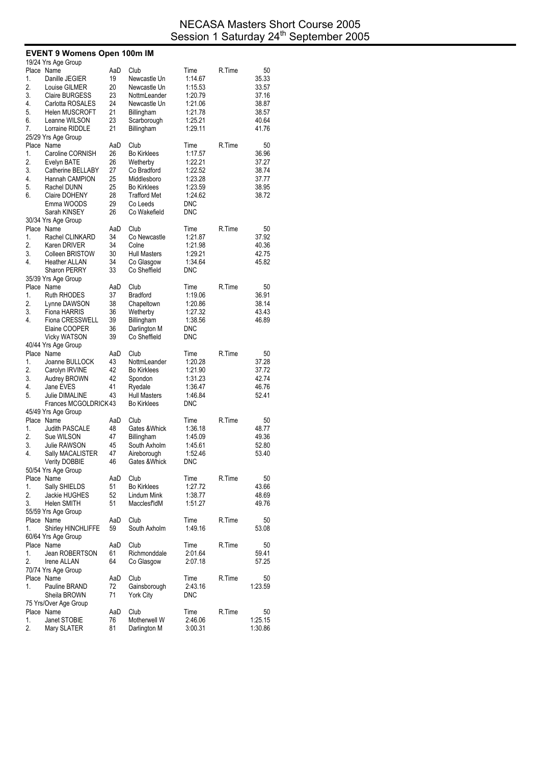# NECASA Masters Short Course 2005
## Session 1 Saturday 24th September 2005

### EVENT 9 Womens Open 100m IM

19/24 Yrs Age Group

| Place | Name | AaD | Club | Time | R.Time | 50 |
|---|---|---|---|---|---|---|
| 1. | Danille JEGIER | 19 | Newcastle Un | 1:14.67 | | 35.33 |
| 2. | Louise GILMER | 20 | Newcastle Un | 1:15.53 | | 33.57 |
| 3. | Claire BURGESS | 23 | NottmLeander | 1:20.79 | | 37.16 |
| 4. | Carlotta ROSALES | 24 | Newcastle Un | 1:21.06 | | 38.87 |
| 5. | Helen MUSCROFT | 21 | Billingham | 1:21.78 | | 38.57 |
| 6. | Leanne WILSON | 23 | Scarborough | 1:25.21 | | 40.64 |
| 7. | Lorraine RIDDLE | 21 | Billingham | 1:29.11 | | 41.76 |

25/29 Yrs Age Group

| Place | Name | AaD | Club | Time | R.Time | 50 |
|---|---|---|---|---|---|---|
| 1. | Caroline CORNISH | 26 | Bo Kirklees | 1:17.57 | | 36.96 |
| 2. | Evelyn BATE | 26 | Wetherby | 1:22.21 | | 37.27 |
| 3. | Catherine BELLABY | 27 | Co Bradford | 1:22.52 | | 38.74 |
| 4. | Hannah CAMPION | 25 | Middlesboro | 1:23.28 | | 37.77 |
| 5. | Rachel DUNN | 25 | Bo Kirklees | 1:23.59 | | 38.95 |
| 6. | Claire DOHENY | 28 | Trafford Met | 1:24.62 | | 38.72 |
| | Emma WOODS | 29 | Co Leeds | DNC | | |
| | Sarah KINSEY | 26 | Co Wakefield | DNC | | |

30/34 Yrs Age Group

| Place | Name | AaD | Club | Time | R.Time | 50 |
|---|---|---|---|---|---|---|
| 1. | Rachel CLINKARD | 34 | Co Newcastle | 1:21.87 | | 37.92 |
| 2. | Karen DRIVER | 34 | Colne | 1:21.98 | | 40.36 |
| 3. | Colleen BRISTOW | 30 | Hull Masters | 1:29.21 | | 42.75 |
| 4. | Heather ALLAN | 34 | Co Glasgow | 1:34.64 | | 45.82 |
| | Sharon PERRY | 33 | Co Sheffield | DNC | | |

35/39 Yrs Age Group

| Place | Name | AaD | Club | Time | R.Time | 50 |
|---|---|---|---|---|---|---|
| 1. | Ruth RHODES | 37 | Bradford | 1:19.06 | | 36.91 |
| 2. | Lynne DAWSON | 38 | Chapeltown | 1:20.86 | | 38.14 |
| 3. | Fiona HARRIS | 36 | Wetherby | 1:27.32 | | 43.43 |
| 4. | Fiona CRESSWELL | 39 | Billingham | 1:38.56 | | 46.89 |
| | Elaine COOPER | 36 | Darlington M | DNC | | |
| | Vicky WATSON | 39 | Co Sheffield | DNC | | |

40/44 Yrs Age Group

| Place | Name | AaD | Club | Time | R.Time | 50 |
|---|---|---|---|---|---|---|
| 1. | Joanne BULLOCK | 43 | NottmLeander | 1:20.28 | | 37.28 |
| 2. | Carolyn IRVINE | 42 | Bo Kirklees | 1:21.90 | | 37.72 |
| 3. | Audrey BROWN | 42 | Spondon | 1:31.23 | | 42.74 |
| 4. | Jane EVES | 41 | Ryedale | 1:36.47 | | 46.76 |
| 5. | Julie DIMALINE | 43 | Hull Masters | 1:46.84 | | 52.41 |
| | Frances MCGOLDRICK | 43 | Bo Kirklees | DNC | | |

45/49 Yrs Age Group

| Place | Name | AaD | Club | Time | R.Time | 50 |
|---|---|---|---|---|---|---|
| 1. | Judith PASCALE | 48 | Gates &Whick | 1:36.18 | | 48.77 |
| 2. | Sue WILSON | 47 | Billingham | 1:45.09 | | 49.36 |
| 3. | Julie RAWSON | 45 | South Axholm | 1:45.61 | | 52.80 |
| 4. | Sally MACALISTER | 47 | Aireborough | 1:52.46 | | 53.40 |
| | Verity DOBBIE | 46 | Gates &Whick | DNC | | |

50/54 Yrs Age Group

| Place | Name | AaD | Club | Time | R.Time | 50 |
|---|---|---|---|---|---|---|
| 1. | Sally SHIELDS | 51 | Bo Kirklees | 1:27.72 | | 43.66 |
| 2. | Jackie HUGHES | 52 | Lindum Mink | 1:38.77 | | 48.69 |
| 3. | Helen SMITH | 51 | Macclesf'ldM | 1:51.27 | | 49.76 |

55/59 Yrs Age Group

| Place | Name | AaD | Club | Time | R.Time | 50 |
|---|---|---|---|---|---|---|
| 1. | Shirley HINCHLIFFE | 59 | South Axholm | 1:49.16 | | 53.08 |

60/64 Yrs Age Group

| Place | Name | AaD | Club | Time | R.Time | 50 |
|---|---|---|---|---|---|---|
| 1. | Jean ROBERTSON | 61 | Richmonddale | 2:01.64 | | 59.41 |
| 2. | Irene ALLAN | 64 | Co Glasgow | 2:07.18 | | 57.25 |

70/74 Yrs Age Group

| Place | Name | AaD | Club | Time | R.Time | 50 |
|---|---|---|---|---|---|---|
| 1. | Pauline BRAND | 72 | Gainsborough | 2:43.16 | | 1:23.59 |
| | Sheila BROWN | 71 | York City | DNC | | |

75 Yrs/Over Age Group

| Place | Name | AaD | Club | Time | R.Time | 50 |
|---|---|---|---|---|---|---|
| 1. | Janet STOBIE | 76 | Motherwell W | 2:46.06 | | 1:25.15 |
| 2. | Mary SLATER | 81 | Darlington M | 3:00.31 | | 1:30.86 |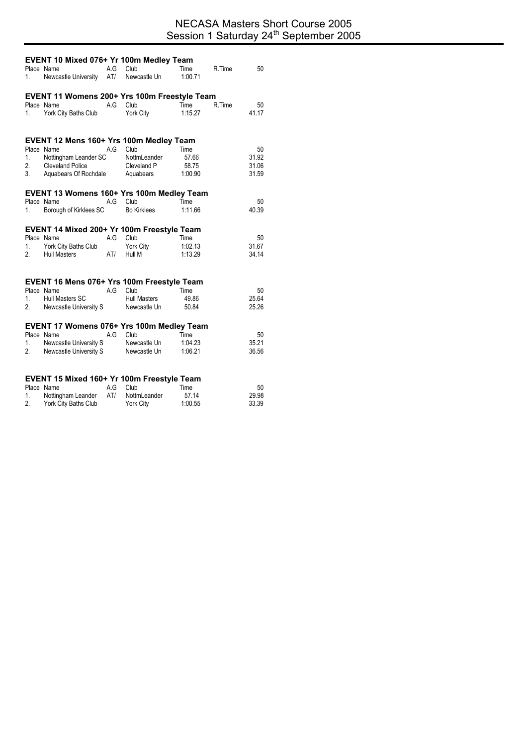# NECASA Masters Short Course 2005
## Session 1 Saturday 24th September 2005

### EVENT 10 Mixed 076+ Yr 100m Medley Team

| Place | Name | A.G | Club | Time | R.Time | 50 |
|---|---|---|---|---|---|---|
| 1. | Newcastle University | AT/ | Newcastle Un | 1:00.71 | | |

### EVENT 11 Womens 200+ Yrs 100m Freestyle Team

| Place | Name | A.G | Club | Time | R.Time | 50 |
|---|---|---|---|---|---|---|
| 1. | York City Baths Club | | York City | 1:15.27 | | 41.17 |

### EVENT 12 Mens 160+ Yrs 100m Medley Team

| Place | Name | A.G | Club | Time | 50 |
|---|---|---|---|---|---|
| 1. | Nottingham Leander SC | | NottmLeander | 57.66 | 31.92 |
| 2. | Cleveland Police | | Cleveland P | 58.75 | 31.06 |
| 3. | Aquabears Of Rochdale | | Aquabears | 1:00.90 | 31.59 |

### EVENT 13 Womens 160+ Yrs 100m Medley Team

| Place | Name | A.G | Club | Time | 50 |
|---|---|---|---|---|---|
| 1. | Borough of Kirklees SC | | Bo Kirklees | 1:11.66 | 40.39 |

### EVENT 14 Mixed 200+ Yr 100m Freestyle Team

| Place | Name | A.G | Club | Time | 50 |
|---|---|---|---|---|---|
| 1. | York City Baths Club | | York City | 1:02.13 | 31.67 |
| 2. | Hull Masters | AT/ | Hull M | 1:13.29 | 34.14 |

### EVENT 16 Mens 076+ Yrs 100m Freestyle Team

| Place | Name | A.G | Club | Time | 50 |
|---|---|---|---|---|---|
| 1. | Hull Masters SC | | Hull Masters | 49.86 | 25.64 |
| 2. | Newcastle University S | | Newcastle Un | 50.84 | 25.26 |

### EVENT 17 Womens 076+ Yrs 100m Medley Team

| Place | Name | A.G | Club | Time | 50 |
|---|---|---|---|---|---|
| 1. | Newcastle University S | | Newcastle Un | 1:04.23 | 35.21 |
| 2. | Newcastle University S | | Newcastle Un | 1:06.21 | 36.56 |

### EVENT 15 Mixed 160+ Yr 100m Freestyle Team

| Place | Name | A.G | Club | Time | 50 |
|---|---|---|---|---|---|
| 1. | Nottingham Leander | AT/ | NottmLeander | 57.14 | 29.98 |
| 2. | York City Baths Club | | York City | 1:00.55 | 33.39 |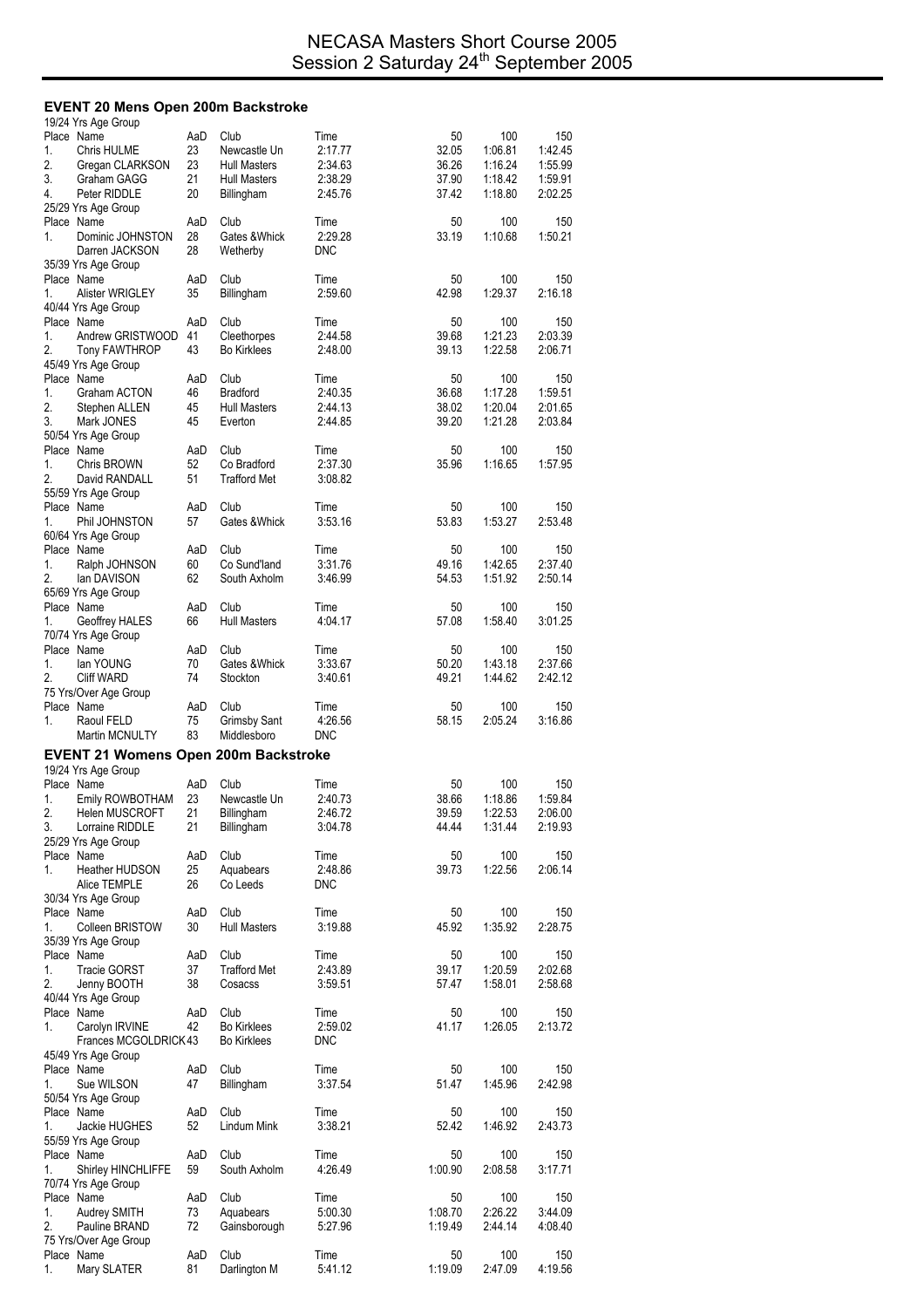# NECASA Masters Short Course 2005
## Session 2 Saturday 24th September 2005

### EVENT 20 Mens Open 200m Backstroke

19/24 Yrs Age Group

| Place | Name | AaD | Club | Time | 50 | 100 | 150 |
|---|---|---|---|---|---|---|---|
| 1. | Chris HULME | 23 | Newcastle Un | 2:17.77 | 32.05 | 1:06.81 | 1:42.45 |
| 2. | Gregan CLARKSON | 23 | Hull Masters | 2:34.63 | 36.26 | 1:16.24 | 1:55.99 |
| 3. | Graham GAGG | 21 | Hull Masters | 2:38.29 | 37.90 | 1:18.42 | 1:59.91 |
| 4. | Peter RIDDLE | 20 | Billingham | 2:45.76 | 37.42 | 1:18.80 | 2:02.25 |

25/29 Yrs Age Group

| Place | Name | AaD | Club | Time | 50 | 100 | 150 |
|---|---|---|---|---|---|---|---|
| 1. | Dominic JOHNSTON | 28 | Gates &Whick | 2:29.28 | 33.19 | 1:10.68 | 1:50.21 |
| | Darren JACKSON | 28 | Wetherby | DNC | | | |

35/39 Yrs Age Group

| Place | Name | AaD | Club | Time | 50 | 100 | 150 |
|---|---|---|---|---|---|---|---|
| 1. | Alister WRIGLEY | 35 | Billingham | 2:59.60 | 42.98 | 1:29.37 | 2:16.18 |

40/44 Yrs Age Group

| Place | Name | AaD | Club | Time | 50 | 100 | 150 |
|---|---|---|---|---|---|---|---|
| 1. | Andrew GRISTWOOD | 41 | Cleethorpes | 2:44.58 | 39.68 | 1:21.23 | 2:03.39 |
| 2. | Tony FAWTHROP | 43 | Bo Kirklees | 2:48.00 | 39.13 | 1:22.58 | 2:06.71 |

45/49 Yrs Age Group

| Place | Name | AaD | Club | Time | 50 | 100 | 150 |
|---|---|---|---|---|---|---|---|
| 1. | Graham ACTON | 46 | Bradford | 2:40.35 | 36.68 | 1:17.28 | 1:59.51 |
| 2. | Stephen ALLEN | 45 | Hull Masters | 2:44.13 | 38.02 | 1:20.04 | 2:01.65 |
| 3. | Mark JONES | 45 | Everton | 2:44.85 | 39.20 | 1:21.28 | 2:03.84 |

50/54 Yrs Age Group

| Place | Name | AaD | Club | Time | 50 | 100 | 150 |
|---|---|---|---|---|---|---|---|
| 1. | Chris BROWN | 52 | Co Bradford | 2:37.30 | 35.96 | 1:16.65 | 1:57.95 |
| 2. | David RANDALL | 51 | Trafford Met | 3:08.82 | | | |

55/59 Yrs Age Group

| Place | Name | AaD | Club | Time | 50 | 100 | 150 |
|---|---|---|---|---|---|---|---|
| 1. | Phil JOHNSTON | 57 | Gates &Whick | 3:53.16 | 53.83 | 1:53.27 | 2:53.48 |

60/64 Yrs Age Group

| Place | Name | AaD | Club | Time | 50 | 100 | 150 |
|---|---|---|---|---|---|---|---|
| 1. | Ralph JOHNSON | 60 | Co Sund'land | 3:31.76 | 49.16 | 1:42.65 | 2:37.40 |
| 2. | Ian DAVISON | 62 | South Axholm | 3:46.99 | 54.53 | 1:51.92 | 2:50.14 |

65/69 Yrs Age Group

| Place | Name | AaD | Club | Time | 50 | 100 | 150 |
|---|---|---|---|---|---|---|---|
| 1. | Geoffrey HALES | 66 | Hull Masters | 4:04.17 | 57.08 | 1:58.40 | 3:01.25 |

70/74 Yrs Age Group

| Place | Name | AaD | Club | Time | 50 | 100 | 150 |
|---|---|---|---|---|---|---|---|
| 1. | Ian YOUNG | 70 | Gates &Whick | 3:33.67 | 50.20 | 1:43.18 | 2:37.66 |
| 2. | Cliff WARD | 74 | Stockton | 3:40.61 | 49.21 | 1:44.62 | 2:42.12 |

75 Yrs/Over Age Group

| Place | Name | AaD | Club | Time | 50 | 100 | 150 |
|---|---|---|---|---|---|---|---|
| 1. | Raoul FELD | 75 | Grimsby Sant | 4:26.56 | 58.15 | 2:05.24 | 3:16.86 |
| | Martin MCNULTY | 83 | Middlesboro | DNC | | | |

### EVENT 21 Womens Open 200m Backstroke

19/24 Yrs Age Group

| Place | Name | AaD | Club | Time | 50 | 100 | 150 |
|---|---|---|---|---|---|---|---|
| 1. | Emily ROWBOTHAM | 23 | Newcastle Un | 2:40.73 | 38.66 | 1:18.86 | 1:59.84 |
| 2. | Helen MUSCROFT | 21 | Billingham | 2:46.72 | 39.59 | 1:22.53 | 2:06.00 |
| 3. | Lorraine RIDDLE | 21 | Billingham | 3:04.78 | 44.44 | 1:31.44 | 2:19.93 |

25/29 Yrs Age Group

| Place | Name | AaD | Club | Time | 50 | 100 | 150 |
|---|---|---|---|---|---|---|---|
| 1. | Heather HUDSON | 25 | Aquabears | 2:48.86 | 39.73 | 1:22.56 | 2:06.14 |
| | Alice TEMPLE | 26 | Co Leeds | DNC | | | |

30/34 Yrs Age Group

| Place | Name | AaD | Club | Time | 50 | 100 | 150 |
|---|---|---|---|---|---|---|---|
| 1. | Colleen BRISTOW | 30 | Hull Masters | 3:19.88 | 45.92 | 1:35.92 | 2:28.75 |

35/39 Yrs Age Group

| Place | Name | AaD | Club | Time | 50 | 100 | 150 |
|---|---|---|---|---|---|---|---|
| 1. | Tracie GORST | 37 | Trafford Met | 2:43.89 | 39.17 | 1:20.59 | 2:02.68 |
| 2. | Jenny BOOTH | 38 | Cosacss | 3:59.51 | 57.47 | 1:58.01 | 2:58.68 |

40/44 Yrs Age Group

| Place | Name | AaD | Club | Time | 50 | 100 | 150 |
|---|---|---|---|---|---|---|---|
| 1. | Carolyn IRVINE | 42 | Bo Kirklees | 2:59.02 | 41.17 | 1:26.05 | 2:13.72 |
| | Frances MCGOLDRICK | 43 | Bo Kirklees | DNC | | | |

45/49 Yrs Age Group

| Place | Name | AaD | Club | Time | 50 | 100 | 150 |
|---|---|---|---|---|---|---|---|
| 1. | Sue WILSON | 47 | Billingham | 3:37.54 | 51.47 | 1:45.96 | 2:42.98 |

50/54 Yrs Age Group

| Place | Name | AaD | Club | Time | 50 | 100 | 150 |
|---|---|---|---|---|---|---|---|
| 1. | Jackie HUGHES | 52 | Lindum Mink | 3:38.21 | 52.42 | 1:46.92 | 2:43.73 |

55/59 Yrs Age Group

| Place | Name | AaD | Club | Time | 50 | 100 | 150 |
|---|---|---|---|---|---|---|---|
| 1. | Shirley HINCHLIFFE | 59 | South Axholm | 4:26.49 | 1:00.90 | 2:08.58 | 3:17.71 |

70/74 Yrs Age Group

| Place | Name | AaD | Club | Time | 50 | 100 | 150 |
|---|---|---|---|---|---|---|---|
| 1. | Audrey SMITH | 73 | Aquabears | 5:00.30 | 1:08.70 | 2:26.22 | 3:44.09 |
| 2. | Pauline BRAND | 72 | Gainsborough | 5:27.96 | 1:19.49 | 2:44.14 | 4:08.40 |

75 Yrs/Over Age Group

| Place | Name | AaD | Club | Time | 50 | 100 | 150 |
|---|---|---|---|---|---|---|---|
| 1. | Mary SLATER | 81 | Darlington M | 5:41.12 | 1:19.09 | 2:47.09 | 4:19.56 |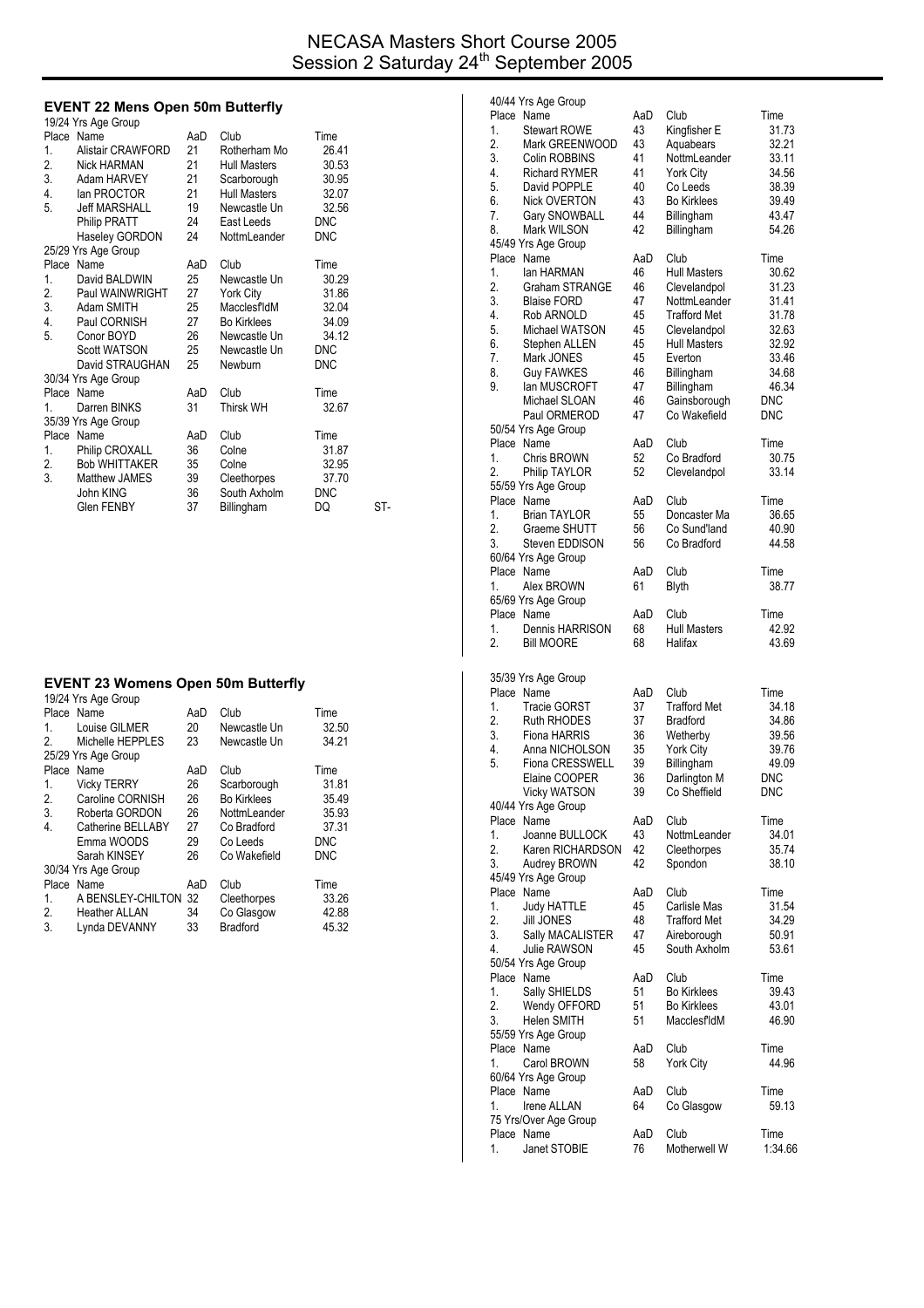# NECASA Masters Short Course 2005
## Session 2 Saturday 24th September 2005

### EVENT 22 Mens Open 50m Butterfly

19/24 Yrs Age Group

| Place | Name | AaD | Club | Time | |
|---|---|---|---|---|---|
| 1. | Alistair CRAWFORD | 21 | Rotherham Mo | 26.41 | |
| 2. | Nick HARMAN | 21 | Hull Masters | 30.53 | |
| 3. | Adam HARVEY | 21 | Scarborough | 30.95 | |
| 4. | Ian PROCTOR | 21 | Hull Masters | 32.07 | |
| 5. | Jeff MARSHALL | 19 | Newcastle Un | 32.56 | |
| | Philip PRATT | 24 | East Leeds | DNC | |
| | Haseley GORDON | 24 | NottmLeander | DNC | |

25/29 Yrs Age Group

| Place | Name | AaD | Club | Time | |
|---|---|---|---|---|---|
| 1. | David BALDWIN | 25 | Newcastle Un | 30.29 | |
| 2. | Paul WAINWRIGHT | 27 | York City | 31.86 | |
| 3. | Adam SMITH | 25 | Macclesf'ldM | 32.04 | |
| 4. | Paul CORNISH | 27 | Bo Kirklees | 34.09 | |
| 5. | Conor BOYD | 26 | Newcastle Un | 34.12 | |
| | Scott WATSON | 25 | Newcastle Un | DNC | |
| | David STRAUGHAN | 25 | Newburn | DNC | |

30/34 Yrs Age Group

| Place | Name | AaD | Club | Time | |
|---|---|---|---|---|---|
| 1. | Darren BINKS | 31 | Thirsk WH | 32.67 | |

35/39 Yrs Age Group

| Place | Name | AaD | Club | Time | |
|---|---|---|---|---|---|
| 1. | Philip CROXALL | 36 | Colne | 31.87 | |
| 2. | Bob WHITTAKER | 35 | Colne | 32.95 | |
| 3. | Matthew JAMES | 39 | Cleethorpes | 37.70 | |
| | John KING | 36 | South Axholm | DNC | |
| | Glen FENBY | 37 | Billingham | DQ | ST- |

40/44 Yrs Age Group

| Place | Name | AaD | Club | Time |
|---|---|---|---|---|
| 1. | Stewart ROWE | 43 | Kingfisher E | 31.73 |
| 2. | Mark GREENWOOD | 43 | Aquabears | 32.21 |
| 3. | Colin ROBBINS | 41 | NottmLeander | 33.11 |
| 4. | Richard RYMER | 41 | York City | 34.56 |
| 5. | David POPPLE | 40 | Co Leeds | 38.39 |
| 6. | Nick OVERTON | 43 | Bo Kirklees | 39.49 |
| 7. | Gary SNOWBALL | 44 | Billingham | 43.47 |
| 8. | Mark WILSON | 42 | Billingham | 54.26 |

45/49 Yrs Age Group

| Place | Name | AaD | Club | Time |
|---|---|---|---|---|
| 1. | Ian HARMAN | 46 | Hull Masters | 30.62 |
| 2. | Graham STRANGE | 46 | Clevelandpol | 31.23 |
| 3. | Blaise FORD | 47 | NottmLeander | 31.41 |
| 4. | Rob ARNOLD | 45 | Trafford Met | 31.78 |
| 5. | Michael WATSON | 45 | Clevelandpol | 32.63 |
| 6. | Stephen ALLEN | 45 | Hull Masters | 32.92 |
| 7. | Mark JONES | 45 | Everton | 33.46 |
| 8. | Guy FAWKES | 46 | Billingham | 34.68 |
| 9. | Ian MUSCROFT | 47 | Billingham | 46.34 |
| | Michael SLOAN | 46 | Gainsborough | DNC |
| | Paul ORMEROD | 47 | Co Wakefield | DNC |

50/54 Yrs Age Group

| Place | Name | AaD | Club | Time |
|---|---|---|---|---|
| 1. | Chris BROWN | 52 | Co Bradford | 30.75 |
| 2. | Philip TAYLOR | 52 | Clevelandpol | 33.14 |

55/59 Yrs Age Group

| Place | Name | AaD | Club | Time |
|---|---|---|---|---|
| 1. | Brian TAYLOR | 55 | Doncaster Ma | 36.65 |
| 2. | Graeme SHUTT | 56 | Co Sund'land | 40.90 |
| 3. | Steven EDDISON | 56 | Co Bradford | 44.58 |

60/64 Yrs Age Group

| Place | Name | AaD | Club | Time |
|---|---|---|---|---|
| 1. | Alex BROWN | 61 | Blyth | 38.77 |

65/69 Yrs Age Group

| Place | Name | AaD | Club | Time |
|---|---|---|---|---|
| 1. | Dennis HARRISON | 68 | Hull Masters | 42.92 |
| 2. | Bill MOORE | 68 | Halifax | 43.69 |

### EVENT 23 Womens Open 50m Butterfly

19/24 Yrs Age Group

| Place | Name | AaD | Club | Time |
|---|---|---|---|---|
| 1. | Louise GILMER | 20 | Newcastle Un | 32.50 |
| 2. | Michelle HEPPLES | 23 | Newcastle Un | 34.21 |

25/29 Yrs Age Group

| Place | Name | AaD | Club | Time |
|---|---|---|---|---|
| 1. | Vicky TERRY | 26 | Scarborough | 31.81 |
| 2. | Caroline CORNISH | 26 | Bo Kirklees | 35.49 |
| 3. | Roberta GORDON | 26 | NottmLeander | 35.93 |
| 4. | Catherine BELLABY | 27 | Co Bradford | 37.31 |
| | Emma WOODS | 29 | Co Leeds | DNC |
| | Sarah KINSEY | 26 | Co Wakefield | DNC |

30/34 Yrs Age Group

| Place | Name | AaD | Club | Time |
|---|---|---|---|---|
| 1. | A BENSLEY-CHILTON | 32 | Cleethorpes | 33.26 |
| 2. | Heather ALLAN | 34 | Co Glasgow | 42.88 |
| 3. | Lynda DEVANNY | 33 | Bradford | 45.32 |

35/39 Yrs Age Group

| Place | Name | AaD | Club | Time |
|---|---|---|---|---|
| 1. | Tracie GORST | 37 | Trafford Met | 34.18 |
| 2. | Ruth RHODES | 37 | Bradford | 34.86 |
| 3. | Fiona HARRIS | 36 | Wetherby | 39.56 |
| 4. | Anna NICHOLSON | 35 | York City | 39.76 |
| 5. | Fiona CRESSWELL | 39 | Billingham | 49.09 |
| | Elaine COOPER | 36 | Darlington M | DNC |
| | Vicky WATSON | 39 | Co Sheffield | DNC |

40/44 Yrs Age Group

| Place | Name | AaD | Club | Time |
|---|---|---|---|---|
| 1. | Joanne BULLOCK | 43 | NottmLeander | 34.01 |
| 2. | Karen RICHARDSON | 42 | Cleethorpes | 35.74 |
| 3. | Audrey BROWN | 42 | Spondon | 38.10 |

45/49 Yrs Age Group

| Place | Name | AaD | Club | Time |
|---|---|---|---|---|
| 1. | Judy HATTLE | 45 | Carlisle Mas | 31.54 |
| 2. | Jill JONES | 48 | Trafford Met | 34.29 |
| 3. | Sally MACALISTER | 47 | Aireborough | 50.91 |
| 4. | Julie RAWSON | 45 | South Axholm | 53.61 |

50/54 Yrs Age Group

| Place | Name | AaD | Club | Time |
|---|---|---|---|---|
| 1. | Sally SHIELDS | 51 | Bo Kirklees | 39.43 |
| 2. | Wendy OFFORD | 51 | Bo Kirklees | 43.01 |
| 3. | Helen SMITH | 51 | Macclesf'ldM | 46.90 |

55/59 Yrs Age Group

| Place | Name | AaD | Club | Time |
|---|---|---|---|---|
| 1. | Carol BROWN | 58 | York City | 44.96 |

60/64 Yrs Age Group

| Place | Name | AaD | Club | Time |
|---|---|---|---|---|
| 1. | Irene ALLAN | 64 | Co Glasgow | 59.13 |

75 Yrs/Over Age Group

| Place | Name | AaD | Club | Time |
|---|---|---|---|---|
| 1. | Janet STOBIE | 76 | Motherwell W | 1:34.66 |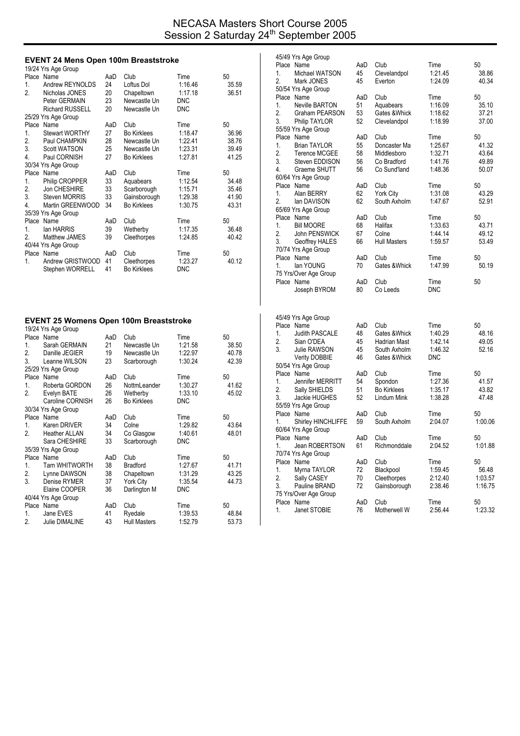# NECASA Masters Short Course 2005
## Session 2 Saturday 24th September 2005

### EVENT 24 Mens Open 100m Breaststroke

19/24 Yrs Age Group

| Place | Name | AaD | Club | Time | 50 |
|---|---|---|---|---|---|
| 1. | Andrew REYNOLDS | 24 | Loftus Dol | 1:16.46 | 35.59 |
| 2. | Nicholas JONES | 20 | Chapeltown | 1:17.18 | 36.51 |
| | Peter GERMAIN | 23 | Newcastle Un | DNC | |
| | Richard RUSSELL | 20 | Newcastle Un | DNC | |

25/29 Yrs Age Group

| Place | Name | AaD | Club | Time | 50 |
|---|---|---|---|---|---|
| 1. | Stewart WORTHY | 27 | Bo Kirklees | 1:18.47 | 36.96 |
| 2. | Paul CHAMPKIN | 28 | Newcastle Un | 1:22.41 | 38.76 |
| 3. | Scott WATSON | 25 | Newcastle Un | 1:23.31 | 39.49 |
| 4. | Paul CORNISH | 27 | Bo Kirklees | 1:27.81 | 41.25 |

30/34 Yrs Age Group

| Place | Name | AaD | Club | Time | 50 |
|---|---|---|---|---|---|
| 1. | Philip CROPPER | 33 | Aquabears | 1:12.54 | 34.48 |
| 2. | Jon CHESHIRE | 33 | Scarborough | 1:15.71 | 35.46 |
| 3. | Steven MORRIS | 33 | Gainsborough | 1:29.38 | 41.90 |
| 4. | Martin GREENWOOD | 34 | Bo Kirklees | 1:30.75 | 43.31 |

35/39 Yrs Age Group

| Place | Name | AaD | Club | Time | 50 |
|---|---|---|---|---|---|
| 1. | Ian HARRIS | 39 | Wetherby | 1:17.35 | 36.48 |
| 2. | Matthew JAMES | 39 | Cleethorpes | 1:24.85 | 40.42 |

40/44 Yrs Age Group

| Place | Name | AaD | Club | Time | 50 |
|---|---|---|---|---|---|
| 1. | Andrew GRISTWOOD | 41 | Cleethorpes | 1:23.27 | 40.12 |
| | Stephen WORRELL | 41 | Bo Kirklees | DNC | |

45/49 Yrs Age Group

| Place | Name | AaD | Club | Time | 50 |
|---|---|---|---|---|---|
| 1. | Michael WATSON | 45 | Clevelandpol | 1:21.45 | 38.86 |
| 2. | Mark JONES | 45 | Everton | 1:24.09 | 40.34 |

50/54 Yrs Age Group

| Place | Name | AaD | Club | Time | 50 |
|---|---|---|---|---|---|
| 1. | Neville BARTON | 51 | Aquabears | 1:16.09 | 35.10 |
| 2. | Graham PEARSON | 53 | Gates &Whick | 1:18.62 | 37.21 |
| 3. | Philip TAYLOR | 52 | Clevelandpol | 1:18.99 | 37.00 |

55/59 Yrs Age Group

| Place | Name | AaD | Club | Time | 50 |
|---|---|---|---|---|---|
| 1. | Brian TAYLOR | 55 | Doncaster Ma | 1:25.67 | 41.32 |
| 2. | Terence MCGEE | 58 | Middlesboro | 1:32.71 | 43.64 |
| 3. | Steven EDDISON | 56 | Co Bradford | 1:41.76 | 49.89 |
| 4. | Graeme SHUTT | 56 | Co Sund'land | 1:48.36 | 50.07 |

60/64 Yrs Age Group

| Place | Name | AaD | Club | Time | 50 |
|---|---|---|---|---|---|
| 1. | Alan BERRY | 62 | York City | 1:31.08 | 43.29 |
| 2. | Ian DAVISON | 62 | South Axholm | 1:47.67 | 52.91 |

65/69 Yrs Age Group

| Place | Name | AaD | Club | Time | 50 |
|---|---|---|---|---|---|
| 1. | Bill MOORE | 68 | Halifax | 1:33.63 | 43.71 |
| 2. | John PENSWICK | 67 | Colne | 1:44.14 | 49.12 |
| 3. | Geoffrey HALES | 66 | Hull Masters | 1:59.57 | 53.49 |

70/74 Yrs Age Group

| Place | Name | AaD | Club | Time | 50 |
|---|---|---|---|---|---|
| 1. | Ian YOUNG | 70 | Gates &Whick | 1:47.99 | 50.19 |

75 Yrs/Over Age Group

| Place | Name | AaD | Club | Time | 50 |
|---|---|---|---|---|---|
| | Joseph BYROM | 80 | Co Leeds | DNC | |

### EVENT 25 Womens Open 100m Breaststroke

19/24 Yrs Age Group

| Place | Name | AaD | Club | Time | 50 |
|---|---|---|---|---|---|
| 1. | Sarah GERMAIN | 21 | Newcastle Un | 1:21.58 | 38.50 |
| 2. | Danille JEGIER | 19 | Newcastle Un | 1:22.97 | 40.78 |
| 3. | Leanne WILSON | 23 | Scarborough | 1:30.24 | 42.39 |

25/29 Yrs Age Group

| Place | Name | AaD | Club | Time | 50 |
|---|---|---|---|---|---|
| 1. | Roberta GORDON | 26 | NottmLeander | 1:30.27 | 41.62 |
| 2. | Evelyn BATE | 26 | Wetherby | 1:33.10 | 45.02 |
| | Caroline CORNISH | 26 | Bo Kirklees | DNC | |

30/34 Yrs Age Group

| Place | Name | AaD | Club | Time | 50 |
|---|---|---|---|---|---|
| 1. | Karen DRIVER | 34 | Colne | 1:29.82 | 43.64 |
| 2. | Heather ALLAN | 34 | Co Glasgow | 1:40.61 | 48.01 |
| | Sara CHESHIRE | 33 | Scarborough | DNC | |

35/39 Yrs Age Group

| Place | Name | AaD | Club | Time | 50 |
|---|---|---|---|---|---|
| 1. | Tarn WHITWORTH | 38 | Bradford | 1:27.67 | 41.71 |
| 2. | Lynne DAWSON | 38 | Chapeltown | 1:31.29 | 43.25 |
| 3. | Denise RYMER | 37 | York City | 1:35.54 | 44.73 |
| | Elaine COOPER | 36 | Darlington M | DNC | |

40/44 Yrs Age Group

| Place | Name | AaD | Club | Time | 50 |
|---|---|---|---|---|---|
| 1. | Jane EVES | 41 | Ryedale | 1:39.53 | 48.84 |
| 2. | Julie DIMALINE | 43 | Hull Masters | 1:52.79 | 53.73 |

45/49 Yrs Age Group

| Place | Name | AaD | Club | Time | 50 |
|---|---|---|---|---|---|
| 1. | Judith PASCALE | 48 | Gates &Whick | 1:40.29 | 48.16 |
| 2. | Sian O'DEA | 45 | Hadrian Mast | 1:42.14 | 49.05 |
| 3. | Julie RAWSON | 45 | South Axholm | 1:46.32 | 52.16 |
| | Verity DOBBIE | 46 | Gates &Whick | DNC | |

50/54 Yrs Age Group

| Place | Name | AaD | Club | Time | 50 |
|---|---|---|---|---|---|
| 1. | Jennifer MERRITT | 54 | Spondon | 1:27.36 | 41.57 |
| 2. | Sally SHIELDS | 51 | Bo Kirklees | 1:35.17 | 43.82 |
| 3. | Jackie HUGHES | 52 | Lindum Mink | 1:38.28 | 47.48 |

55/59 Yrs Age Group

| Place | Name | AaD | Club | Time | 50 |
|---|---|---|---|---|---|
| 1. | Shirley HINCHLIFFE | 59 | South Axholm | 2:04.07 | 1:00.06 |

60/64 Yrs Age Group

| Place | Name | AaD | Club | Time | 50 |
|---|---|---|---|---|---|
| 1. | Jean ROBERTSON | 61 | Richmonddale | 2:04.52 | 1:01.88 |

70/74 Yrs Age Group

| Place | Name | AaD | Club | Time | 50 |
|---|---|---|---|---|---|
| 1. | Myrna TAYLOR | 72 | Blackpool | 1:59.45 | 56.48 |
| 2. | Sally CASEY | 70 | Cleethorpes | 2:12.40 | 1:03.57 |
| 3. | Pauline BRAND | 72 | Gainsborough | 2:38.46 | 1:16.75 |

75 Yrs/Over Age Group

| Place | Name | AaD | Club | Time | 50 |
|---|---|---|---|---|---|
| 1. | Janet STOBIE | 76 | Motherwell W | 2:56.44 | 1:23.32 |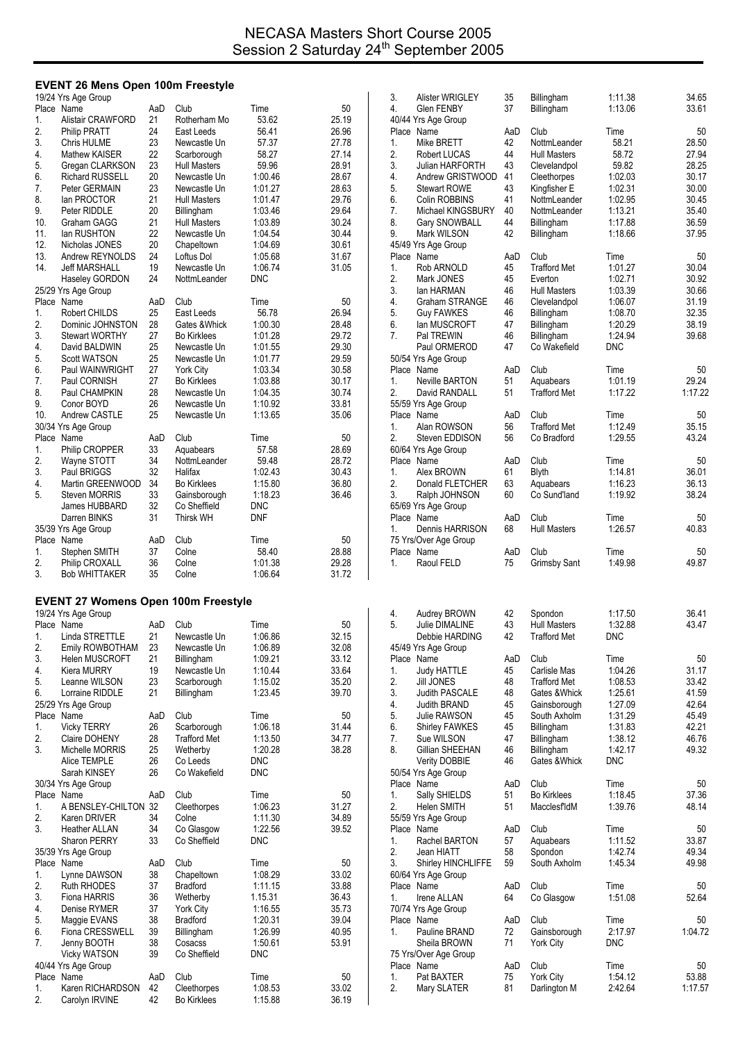# NECASA Masters Short Course 2005
## Session 2 Saturday 24th September 2005

### EVENT 26 Mens Open 100m Freestyle

19/24 Yrs Age Group

| Place | Name | AaD | Club | Time | 50 |
|---|---|---|---|---|---|
| 1. | Alistair CRAWFORD | 21 | Rotherham Mo | 53.62 | 25.19 |
| 2. | Philip PRATT | 24 | East Leeds | 56.41 | 26.96 |
| 3. | Chris HULME | 23 | Newcastle Un | 57.37 | 27.78 |
| 4. | Mathew KAISER | 22 | Scarborough | 58.27 | 27.14 |
| 5. | Gregan CLARKSON | 23 | Hull Masters | 59.96 | 28.91 |
| 6. | Richard RUSSELL | 20 | Newcastle Un | 1:00.46 | 28.67 |
| 7. | Peter GERMAIN | 23 | Newcastle Un | 1:01.27 | 28.63 |
| 8. | Ian PROCTOR | 21 | Hull Masters | 1:01.47 | 29.76 |
| 9. | Peter RIDDLE | 20 | Billingham | 1:03.46 | 29.64 |
| 10. | Graham GAGG | 21 | Hull Masters | 1:03.89 | 30.24 |
| 11. | Ian RUSHTON | 22 | Newcastle Un | 1:04.54 | 30.44 |
| 12. | Nicholas JONES | 20 | Chapeltown | 1:04.69 | 30.61 |
| 13. | Andrew REYNOLDS | 24 | Loftus Dol | 1:05.68 | 31.67 |
| 14. | Jeff MARSHALL | 19 | Newcastle Un | 1:06.74 | 31.05 |
| | Haseley GORDON | 24 | NottmLeander | DNC | |

25/29 Yrs Age Group

| Place | Name | AaD | Club | Time | 50 |
|---|---|---|---|---|---|
| 1. | Robert CHILDS | 25 | East Leeds | 56.78 | 26.94 |
| 2. | Dominic JOHNSTON | 28 | Gates &Whick | 1:00.30 | 28.48 |
| 3. | Stewart WORTHY | 27 | Bo Kirklees | 1:01.28 | 29.72 |
| 4. | David BALDWIN | 25 | Newcastle Un | 1:01.55 | 29.30 |
| 5. | Scott WATSON | 25 | Newcastle Un | 1:01.77 | 29.59 |
| 6. | Paul WAINWRIGHT | 27 | York City | 1:03.34 | 30.58 |
| 7. | Paul CORNISH | 27 | Bo Kirklees | 1:03.88 | 30.17 |
| 8. | Paul CHAMPKIN | 28 | Newcastle Un | 1:04.35 | 30.74 |
| 9. | Conor BOYD | 26 | Newcastle Un | 1:10.92 | 33.81 |
| 10. | Andrew CASTLE | 25 | Newcastle Un | 1:13.65 | 35.06 |

30/34 Yrs Age Group

| Place | Name | AaD | Club | Time | 50 |
|---|---|---|---|---|---|
| 1. | Philip CROPPER | 33 | Aquabears | 57.58 | 28.69 |
| 2. | Wayne STOTT | 34 | NottmLeander | 59.48 | 28.72 |
| 3. | Paul BRIGGS | 32 | Halifax | 1:02.43 | 30.43 |
| 4. | Martin GREENWOOD | 34 | Bo Kirklees | 1:15.80 | 36.80 |
| 5. | Steven MORRIS | 33 | Gainsborough | 1:18.23 | 36.46 |
| | James HUBBARD | 32 | Co Sheffield | DNC | |
| | Darren BINKS | 31 | Thirsk WH | DNF | |

35/39 Yrs Age Group

| Place | Name | AaD | Club | Time | 50 |
|---|---|---|---|---|---|
| 1. | Stephen SMITH | 37 | Colne | 58.40 | 28.88 |
| 2. | Philip CROXALL | 36 | Colne | 1:01.38 | 29.28 |
| 3. | Bob WHITTAKER | 35 | Colne | 1:06.64 | 31.72 |
| 3. | Alister WRIGLEY | 35 | Billingham | 1:11.38 | 34.65 |
| 4. | Glen FENBY | 37 | Billingham | 1:13.06 | 33.61 |

40/44 Yrs Age Group

| Place | Name | AaD | Club | Time | 50 |
|---|---|---|---|---|---|
| 1. | Mike BRETT | 42 | NottmLeander | 58.21 | 28.50 |
| 2. | Robert LUCAS | 44 | Hull Masters | 58.72 | 27.94 |
| 3. | Julian HARFORTH | 43 | Clevelandpol | 59.82 | 28.25 |
| 4. | Andrew GRISTWOOD | 41 | Cleethorpes | 1:02.03 | 30.17 |
| 5. | Stewart ROWE | 43 | Kingfisher E | 1:02.31 | 30.00 |
| 6. | Colin ROBBINS | 41 | NottmLeander | 1:02.95 | 30.45 |
| 7. | Michael KINGSBURY | 40 | NottmLeander | 1:13.21 | 35.40 |
| 8. | Gary SNOWBALL | 44 | Billingham | 1:17.88 | 36.59 |
| 9. | Mark WILSON | 42 | Billingham | 1:18.66 | 37.95 |

45/49 Yrs Age Group

| Place | Name | AaD | Club | Time | 50 |
|---|---|---|---|---|---|
| 1. | Rob ARNOLD | 45 | Trafford Met | 1:01.27 | 30.04 |
| 2. | Mark JONES | 45 | Everton | 1:02.71 | 30.92 |
| 3. | Ian HARMAN | 46 | Hull Masters | 1:03.39 | 30.66 |
| 4. | Graham STRANGE | 46 | Clevelandpol | 1:06.07 | 31.19 |
| 5. | Guy FAWKES | 46 | Billingham | 1:08.70 | 32.35 |
| 6. | Ian MUSCROFT | 47 | Billingham | 1:20.29 | 38.19 |
| 7. | Pal TREWIN | 46 | Billingham | 1:24.94 | 39.68 |
| | Paul ORMEROD | 47 | Co Wakefield | DNC | |

50/54 Yrs Age Group

| Place | Name | AaD | Club | Time | 50 |
|---|---|---|---|---|---|
| 1. | Neville BARTON | 51 | Aquabears | 1:01.19 | 29.24 |
| 2. | David RANDALL | 51 | Trafford Met | 1:17.22 | 1:17.22 |

55/59 Yrs Age Group

| Place | Name | AaD | Club | Time | 50 |
|---|---|---|---|---|---|
| 1. | Alan ROWSON | 56 | Trafford Met | 1:12.49 | 35.15 |
| 2. | Steven EDDISON | 56 | Co Bradford | 1:29.55 | 43.24 |

60/64 Yrs Age Group

| Place | Name | AaD | Club | Time | 50 |
|---|---|---|---|---|---|
| 1. | Alex BROWN | 61 | Blyth | 1:14.81 | 36.01 |
| 2. | Donald FLETCHER | 63 | Aquabears | 1:16.23 | 36.13 |
| 3. | Ralph JOHNSON | 60 | Co Sund'land | 1:19.92 | 38.24 |

65/69 Yrs Age Group

| Place | Name | AaD | Club | Time | 50 |
|---|---|---|---|---|---|
| 1. | Dennis HARRISON | 68 | Hull Masters | 1:26.57 | 40.83 |

75 Yrs/Over Age Group

| Place | Name | AaD | Club | Time | 50 |
|---|---|---|---|---|---|
| 1. | Raoul FELD | 75 | Grimsby Sant | 1:49.98 | 49.87 |

### EVENT 27 Womens Open 100m Freestyle

19/24 Yrs Age Group

| Place | Name | AaD | Club | Time | 50 |
|---|---|---|---|---|---|
| 1. | Linda STRETTLE | 21 | Newcastle Un | 1:06.86 | 32.15 |
| 2. | Emily ROWBOTHAM | 23 | Newcastle Un | 1:06.89 | 32.08 |
| 3. | Helen MUSCROFT | 21 | Billingham | 1:09.21 | 33.12 |
| 4. | Kiera MURRY | 19 | Newcastle Un | 1:10.44 | 33.64 |
| 5. | Leanne WILSON | 23 | Scarborough | 1:15.02 | 35.20 |
| 6. | Lorraine RIDDLE | 21 | Billingham | 1:23.45 | 39.70 |

25/29 Yrs Age Group

| Place | Name | AaD | Club | Time | 50 |
|---|---|---|---|---|---|
| 1. | Vicky TERRY | 26 | Scarborough | 1:06.18 | 31.44 |
| 2. | Claire DOHENY | 28 | Trafford Met | 1:13.50 | 34.77 |
| 3. | Michelle MORRIS | 25 | Wetherby | 1:20.28 | 38.28 |
| | Alice TEMPLE | 26 | Co Leeds | DNC | |
| | Sarah KINSEY | 26 | Co Wakefield | DNC | |

30/34 Yrs Age Group

| Place | Name | AaD | Club | Time | 50 |
|---|---|---|---|---|---|
| 1. | A BENSLEY-CHILTON | 32 | Cleethorpes | 1:06.23 | 31.27 |
| 2. | Karen DRIVER | 34 | Colne | 1:11.30 | 34.89 |
| 3. | Heather ALLAN | 34 | Co Glasgow | 1:22.56 | 39.52 |
| | Sharon PERRY | 33 | Co Sheffield | DNC | |

35/39 Yrs Age Group

| Place | Name | AaD | Club | Time | 50 |
|---|---|---|---|---|---|
| 1. | Lynne DAWSON | 38 | Chapeltown | 1:08.29 | 33.02 |
| 2. | Ruth RHODES | 37 | Bradford | 1:11.15 | 33.88 |
| 3. | Fiona HARRIS | 36 | Wetherby | 1.15.31 | 36.43 |
| 4. | Denise RYMER | 37 | York City | 1:16.55 | 35.73 |
| 5. | Maggie EVANS | 38 | Bradford | 1:20.31 | 39.04 |
| 6. | Fiona CRESSWELL | 39 | Billingham | 1:26.99 | 40.95 |
| 7. | Jenny BOOTH | 38 | Cosacss | 1:50.61 | 53.91 |
| | Vicky WATSON | 39 | Co Sheffield | DNC | |

40/44 Yrs Age Group

| Place | Name | AaD | Club | Time | 50 |
|---|---|---|---|---|---|
| 1. | Karen RICHARDSON | 42 | Cleethorpes | 1:08.53 | 33.02 |
| 2. | Carolyn IRVINE | 42 | Bo Kirklees | 1:15.88 | 36.19 |
| 4. | Audrey BROWN | 42 | Spondon | 1:17.50 | 36.41 |
| 5. | Julie DIMALINE | 43 | Hull Masters | 1:32.88 | 43.47 |
| | Debbie HARDING | 42 | Trafford Met | DNC | |

45/49 Yrs Age Group

| Place | Name | AaD | Club | Time | 50 |
|---|---|---|---|---|---|
| 1. | Judy HATTLE | 45 | Carlisle Mas | 1:04.26 | 31.17 |
| 2. | Jill JONES | 48 | Trafford Met | 1:08.53 | 33.42 |
| 3. | Judith PASCALE | 48 | Gates &Whick | 1:25.61 | 41.59 |
| 4. | Judith BRAND | 45 | Gainsborough | 1:27.09 | 42.64 |
| 5. | Julie RAWSON | 45 | South Axholm | 1:31.29 | 45.49 |
| 6. | Shirley FAWKES | 45 | Billingham | 1:31.83 | 42.21 |
| 7. | Sue WILSON | 47 | Billingham | 1:38.12 | 46.76 |
| 8. | Gillian SHEEHAN | 46 | Billingham | 1:42.17 | 49.32 |
| | Verity DOBBIE | 46 | Gates &Whick | DNC | |

50/54 Yrs Age Group

| Place | Name | AaD | Club | Time | 50 |
|---|---|---|---|---|---|
| 1. | Sally SHIELDS | 51 | Bo Kirklees | 1:18.45 | 37.36 |
| 2. | Helen SMITH | 51 | Macclesf'ldM | 1:39.76 | 48.14 |

55/59 Yrs Age Group

| Place | Name | AaD | Club | Time | 50 |
|---|---|---|---|---|---|
| 1. | Rachel BARTON | 57 | Aquabears | 1:11.52 | 33.87 |
| 2. | Jean HIATT | 58 | Spondon | 1:42.74 | 49.34 |
| 3. | Shirley HINCHLIFFE | 59 | South Axholm | 1:45.34 | 49.98 |

60/64 Yrs Age Group

| Place | Name | AaD | Club | Time | 50 |
|---|---|---|---|---|---|
| 1. | Irene ALLAN | 64 | Co Glasgow | 1:51.08 | 52.64 |

70/74 Yrs Age Group

| Place | Name | AaD | Club | Time | 50 |
|---|---|---|---|---|---|
| 1. | Pauline BRAND | 72 | Gainsborough | 2:17.97 | 1:04.72 |
| | Sheila BROWN | 71 | York City | DNC | |

75 Yrs/Over Age Group

| Place | Name | AaD | Club | Time | 50 |
|---|---|---|---|---|---|
| 1. | Pat BAXTER | 75 | York City | 1:54.12 | 53.88 |
| 2. | Mary SLATER | 81 | Darlington M | 2:42.64 | 1:17.57 |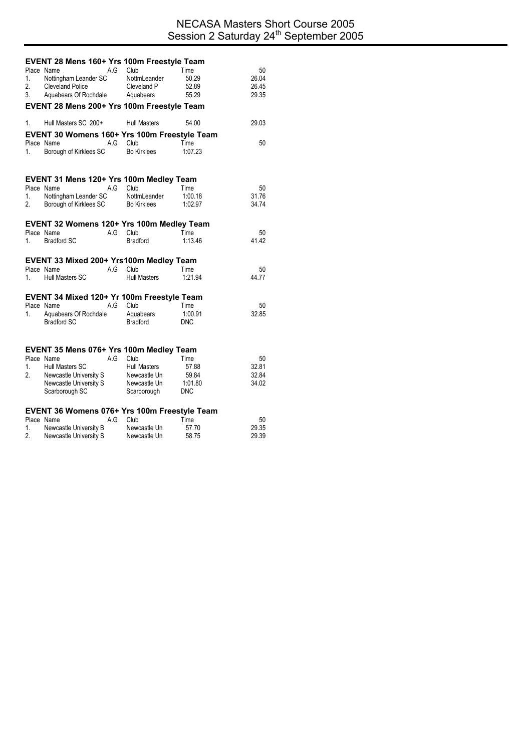# NECASA Masters Short Course 2005
## Session 2 Saturday 24th September 2005

### EVENT 28 Mens 160+ Yrs 100m Freestyle Team

| Place | Name | A.G | Club | Time | 50 |
|---|---|---|---|---|---|
| 1. | Nottingham Leander SC | | NottmLeander | 50.29 | 26.04 |
| 2. | Cleveland Police | | Cleveland P | 52.89 | 26.45 |
| 3. | Aquabears Of Rochdale | | Aquabears | 55.29 | 29.35 |

### EVENT 28 Mens 200+ Yrs 100m Freestyle Team

| Place | Name | A.G | Club | Time | 50 |
|---|---|---|---|---|---|
| 1. | Hull Masters SC 200+ | | Hull Masters | 54.00 | 29.03 |

### EVENT 30 Womens 160+ Yrs 100m Freestyle Team

| Place | Name | A.G | Club | Time | 50 |
|---|---|---|---|---|---|
| 1. | Borough of Kirklees SC | | Bo Kirklees | 1:07.23 | |

### EVENT 31 Mens 120+ Yrs 100m Medley Team

| Place | Name | A.G | Club | Time | 50 |
|---|---|---|---|---|---|
| 1. | Nottingham Leander SC | | NottmLeander | 1:00.18 | 31.76 |
| 2. | Borough of Kirklees SC | | Bo Kirklees | 1:02.97 | 34.74 |

### EVENT 32 Womens 120+ Yrs 100m Medley Team

| Place | Name | A.G | Club | Time | 50 |
|---|---|---|---|---|---|
| 1. | Bradford SC | | Bradford | 1:13.46 | 41.42 |

### EVENT 33 Mixed 200+ Yrs100m Medley Team

| Place | Name | A.G | Club | Time | 50 |
|---|---|---|---|---|---|
| 1. | Hull Masters SC | | Hull Masters | 1:21.94 | 44.77 |

### EVENT 34 Mixed 120+ Yr 100m Freestyle Team

| Place | Name | A.G | Club | Time | 50 |
|---|---|---|---|---|---|
| 1. | Aquabears Of Rochdale | | Aquabears | 1:00.91 | 32.85 |
| | Bradford SC | | Bradford | DNC | |

### EVENT 35 Mens 076+ Yrs 100m Medley Team

| Place | Name | A.G | Club | Time | 50 |
|---|---|---|---|---|---|
| 1. | Hull Masters SC | | Hull Masters | 57.88 | 32.81 |
| 2. | Newcastle University S | | Newcastle Un | 59.84 | 32.84 |
| | Newcastle University S | | Newcastle Un | 1:01.80 | 34.02 |
| | Scarborough SC | | Scarborough | DNC | |

### EVENT 36 Womens 076+ Yrs 100m Freestyle Team

| Place | Name | A.G | Club | Time | 50 |
|---|---|---|---|---|---|
| 1. | Newcastle University B | | Newcastle Un | 57.70 | 29.35 |
| 2. | Newcastle University S | | Newcastle Un | 58.75 | 29.39 |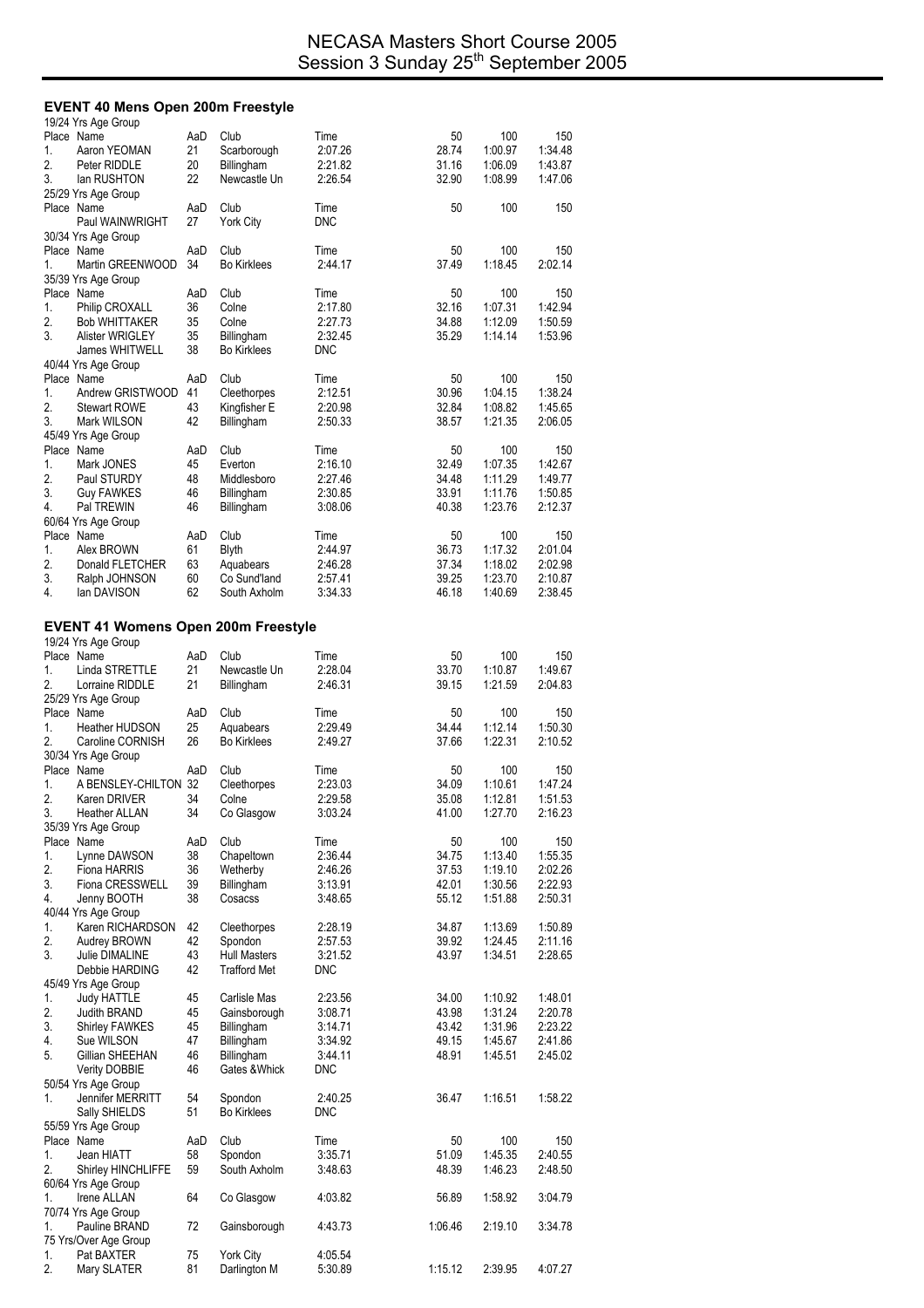# NECASA Masters Short Course 2005
## Session 3 Sunday 25th September 2005

### EVENT 40 Mens Open 200m Freestyle

19/24 Yrs Age Group

| Place | Name | AaD | Club | Time | 50 | 100 | 150 |
|---|---|---|---|---|---|---|---|
| 1. | Aaron YEOMAN | 21 | Scarborough | 2:07.26 | 28.74 | 1:00.97 | 1:34.48 |
| 2. | Peter RIDDLE | 20 | Billingham | 2:21.82 | 31.16 | 1:06.09 | 1:43.87 |
| 3. | Ian RUSHTON | 22 | Newcastle Un | 2:26.54 | 32.90 | 1:08.99 | 1:47.06 |

25/29 Yrs Age Group

| Place | Name | AaD | Club | Time | 50 | 100 | 150 |
|---|---|---|---|---|---|---|---|
| | Paul WAINWRIGHT | 27 | York City | DNC | | | |

30/34 Yrs Age Group

| Place | Name | AaD | Club | Time | 50 | 100 | 150 |
|---|---|---|---|---|---|---|---|
| 1. | Martin GREENWOOD | 34 | Bo Kirklees | 2:44.17 | 37.49 | 1:18.45 | 2:02.14 |

35/39 Yrs Age Group

| Place | Name | AaD | Club | Time | 50 | 100 | 150 |
|---|---|---|---|---|---|---|---|
| 1. | Philip CROXALL | 36 | Colne | 2:17.80 | 32.16 | 1:07.31 | 1:42.94 |
| 2. | Bob WHITTAKER | 35 | Colne | 2:27.73 | 34.88 | 1:12.09 | 1:50.59 |
| 3. | Alister WRIGLEY | 35 | Billingham | 2:32.45 | 35.29 | 1:14.14 | 1:53.96 |
| | James WHITWELL | 38 | Bo Kirklees | DNC | | | |

40/44 Yrs Age Group

| Place | Name | AaD | Club | Time | 50 | 100 | 150 |
|---|---|---|---|---|---|---|---|
| 1. | Andrew GRISTWOOD | 41 | Cleethorpes | 2:12.51 | 30.96 | 1:04.15 | 1:38.24 |
| 2. | Stewart ROWE | 43 | Kingfisher E | 2:20.98 | 32.84 | 1:08.82 | 1:45.65 |
| 3. | Mark WILSON | 42 | Billingham | 2:50.33 | 38.57 | 1:21.35 | 2:06.05 |

45/49 Yrs Age Group

| Place | Name | AaD | Club | Time | 50 | 100 | 150 |
|---|---|---|---|---|---|---|---|
| 1. | Mark JONES | 45 | Everton | 2:16.10 | 32.49 | 1:07.35 | 1:42.67 |
| 2. | Paul STURDY | 48 | Middlesboro | 2:27.46 | 34.48 | 1:11.29 | 1:49.77 |
| 3. | Guy FAWKES | 46 | Billingham | 2:30.85 | 33.91 | 1:11.76 | 1:50.85 |
| 4. | Pal TREWIN | 46 | Billingham | 3:08.06 | 40.38 | 1:23.76 | 2:12.37 |

60/64 Yrs Age Group

| Place | Name | AaD | Club | Time | 50 | 100 | 150 |
|---|---|---|---|---|---|---|---|
| 1. | Alex BROWN | 61 | Blyth | 2:44.97 | 36.73 | 1:17.32 | 2:01.04 |
| 2. | Donald FLETCHER | 63 | Aquabears | 2:46.28 | 37.34 | 1:18.02 | 2:02.98 |
| 3. | Ralph JOHNSON | 60 | Co Sund'land | 2:57.41 | 39.25 | 1:23.70 | 2:10.87 |
| 4. | Ian DAVISON | 62 | South Axholm | 3:34.33 | 46.18 | 1:40.69 | 2:38.45 |

### EVENT 41 Womens Open 200m Freestyle

19/24 Yrs Age Group

| Place | Name | AaD | Club | Time | 50 | 100 | 150 |
|---|---|---|---|---|---|---|---|
| 1. | Linda STRETTLE | 21 | Newcastle Un | 2:28.04 | 33.70 | 1:10.87 | 1:49.67 |
| 2. | Lorraine RIDDLE | 21 | Billingham | 2:46.31 | 39.15 | 1:21.59 | 2:04.83 |

25/29 Yrs Age Group

| Place | Name | AaD | Club | Time | 50 | 100 | 150 |
|---|---|---|---|---|---|---|---|
| 1. | Heather HUDSON | 25 | Aquabears | 2:29.49 | 34.44 | 1:12.14 | 1:50.30 |
| 2. | Caroline CORNISH | 26 | Bo Kirklees | 2:49.27 | 37.66 | 1:22.31 | 2:10.52 |

30/34 Yrs Age Group

| Place | Name | AaD | Club | Time | 50 | 100 | 150 |
|---|---|---|---|---|---|---|---|
| 1. | A BENSLEY-CHILTON | 32 | Cleethorpes | 2:23.03 | 34.09 | 1:10.61 | 1:47.24 |
| 2. | Karen DRIVER | 34 | Colne | 2:29.58 | 35.08 | 1:12.81 | 1:51.53 |
| 3. | Heather ALLAN | 34 | Co Glasgow | 3:03.24 | 41.00 | 1:27.70 | 2:16.23 |

35/39 Yrs Age Group

| Place | Name | AaD | Club | Time | 50 | 100 | 150 |
|---|---|---|---|---|---|---|---|
| 1. | Lynne DAWSON | 38 | Chapeltown | 2:36.44 | 34.75 | 1:13.40 | 1:55.35 |
| 2. | Fiona HARRIS | 36 | Wetherby | 2:46.26 | 37.53 | 1:19.10 | 2:02.26 |
| 3. | Fiona CRESSWELL | 39 | Billingham | 3:13.91 | 42.01 | 1:30.56 | 2:22.93 |
| 4. | Jenny BOOTH | 38 | Cosacss | 3:48.65 | 55.12 | 1:51.88 | 2:50.31 |

40/44 Yrs Age Group

| Place | Name | AaD | Club | Time | 50 | 100 | 150 |
|---|---|---|---|---|---|---|---|
| 1. | Karen RICHARDSON | 42 | Cleethorpes | 2:28.19 | 34.87 | 1:13.69 | 1:50.89 |
| 2. | Audrey BROWN | 42 | Spondon | 2:57.53 | 39.92 | 1:24.45 | 2:11.16 |
| 3. | Julie DIMALINE | 43 | Hull Masters | 3:21.52 | 43.97 | 1:34.51 | 2:28.65 |
| | Debbie HARDING | 42 | Trafford Met | DNC | | | |

45/49 Yrs Age Group

| Place | Name | AaD | Club | Time | 50 | 100 | 150 |
|---|---|---|---|---|---|---|---|
| 1. | Judy HATTLE | 45 | Carlisle Mas | 2:23.56 | 34.00 | 1:10.92 | 1:48.01 |
| 2. | Judith BRAND | 45 | Gainsborough | 3:08.71 | 43.98 | 1:31.24 | 2:20.78 |
| 3. | Shirley FAWKES | 45 | Billingham | 3:14.71 | 43.42 | 1:31.96 | 2:23.22 |
| 4. | Sue WILSON | 47 | Billingham | 3:34.92 | 49.15 | 1:45.67 | 2:41.86 |
| 5. | Gillian SHEEHAN | 46 | Billingham | 3:44.11 | 48.91 | 1:45.51 | 2:45.02 |
| | Verity DOBBIE | 46 | Gates &Whick | DNC | | | |

50/54 Yrs Age Group

| Place | Name | AaD | Club | Time | 50 | 100 | 150 |
|---|---|---|---|---|---|---|---|
| 1. | Jennifer MERRITT | 54 | Spondon | 2:40.25 | 36.47 | 1:16.51 | 1:58.22 |
| | Sally SHIELDS | 51 | Bo Kirklees | DNC | | | |

55/59 Yrs Age Group

| Place | Name | AaD | Club | Time | 50 | 100 | 150 |
|---|---|---|---|---|---|---|---|
| 1. | Jean HIATT | 58 | Spondon | 3:35.71 | 51.09 | 1:45.35 | 2:40.55 |
| 2. | Shirley HINCHLIFFE | 59 | South Axholm | 3:48.63 | 48.39 | 1:46.23 | 2:48.50 |

60/64 Yrs Age Group

| Place | Name | AaD | Club | Time | 50 | 100 | 150 |
|---|---|---|---|---|---|---|---|
| 1. | Irene ALLAN | 64 | Co Glasgow | 4:03.82 | 56.89 | 1:58.92 | 3:04.79 |

70/74 Yrs Age Group

| Place | Name | AaD | Club | Time | 50 | 100 | 150 |
|---|---|---|---|---|---|---|---|
| 1. | Pauline BRAND | 72 | Gainsborough | 4:43.73 | 1:06.46 | 2:19.10 | 3:34.78 |

75 Yrs/Over Age Group

| Place | Name | AaD | Club | Time | 50 | 100 | 150 |
|---|---|---|---|---|---|---|---|
| 1. | Pat BAXTER | 75 | York City | 4:05.54 | | | |
| 2. | Mary SLATER | 81 | Darlington M | 5:30.89 | 1:15.12 | 2:39.95 | 4:07.27 |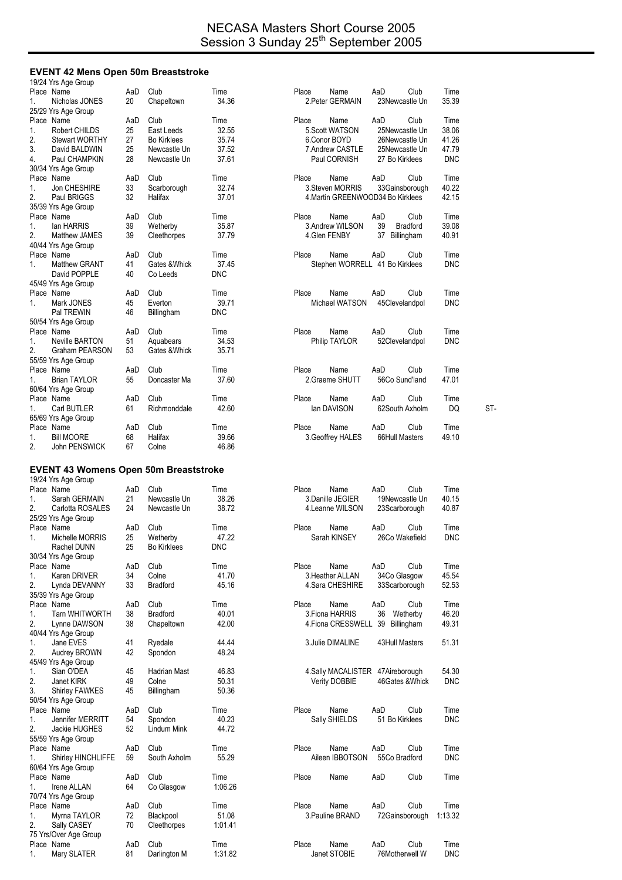# NECASA Masters Short Course 2005
## Session 3 Sunday 25th September 2005

### EVENT 42 Mens Open 50m Breaststroke

**19/24 Yrs Age Group**

| Place | Name | AaD | Club | Time |
|---|---|---|---|---|
| 1. | Nicholas JONES | 20 | Chapeltown | 34.36 |
| 2. | Peter GERMAIN | 23 | Newcastle Un | 35.39 |

**25/29 Yrs Age Group**

| Place | Name | AaD | Club | Time |
|---|---|---|---|---|
| 1. | Robert CHILDS | 25 | East Leeds | 32.55 |
| 2. | Stewart WORTHY | 27 | Bo Kirklees | 35.74 |
| 3. | David BALDWIN | 25 | Newcastle Un | 37.52 |
| 4. | Paul CHAMPKIN | 28 | Newcastle Un | 37.61 |
| 5. | Scott WATSON | 25 | Newcastle Un | 38.06 |
| 6. | Conor BOYD | 26 | Newcastle Un | 41.26 |
| 7. | Andrew CASTLE | 25 | Newcastle Un | 47.79 |
| | Paul CORNISH | 27 | Bo Kirklees | DNC |

**30/34 Yrs Age Group**

| Place | Name | AaD | Club | Time |
|---|---|---|---|---|
| 1. | Jon CHESHIRE | 33 | Scarborough | 32.74 |
| 2. | Paul BRIGGS | 32 | Halifax | 37.01 |
| 3. | Steven MORRIS | 33 | Gainsborough | 40.22 |
| 4. | Martin GREENWOOD | 34 | Bo Kirklees | 42.15 |

**35/39 Yrs Age Group**

| Place | Name | AaD | Club | Time |
|---|---|---|---|---|
| 1. | Ian HARRIS | 39 | Wetherby | 35.87 |
| 2. | Matthew JAMES | 39 | Cleethorpes | 37.79 |
| 3. | Andrew WILSON | 39 | Bradford | 39.08 |
| 4. | Glen FENBY | 37 | Billingham | 40.91 |

**40/44 Yrs Age Group**

| Place | Name | AaD | Club | Time |
|---|---|---|---|---|
| 1. | Matthew GRANT | 41 | Gates &Whick | 37.45 |
| | David POPPLE | 40 | Co Leeds | DNC |
| | Stephen WORRELL | 41 | Bo Kirklees | DNC |

**45/49 Yrs Age Group**

| Place | Name | AaD | Club | Time |
|---|---|---|---|---|
| 1. | Mark JONES | 45 | Everton | 39.71 |
| | Pal TREWIN | 46 | Billingham | DNC |
| | Michael WATSON | 45 | Clevelandpol | DNC |

**50/54 Yrs Age Group**

| Place | Name | AaD | Club | Time |
|---|---|---|---|---|
| 1. | Neville BARTON | 51 | Aquabears | 34.53 |
| 2. | Graham PEARSON | 53 | Gates &Whick | 35.71 |
| | Philip TAYLOR | 52 | Clevelandpol | DNC |

**55/59 Yrs Age Group**

| Place | Name | AaD | Club | Time |
|---|---|---|---|---|
| 1. | Brian TAYLOR | 55 | Doncaster Ma | 37.60 |
| 2. | Graeme SHUTT | 56 | Co Sund'land | 47.01 |

**60/64 Yrs Age Group**

| Place | Name | AaD | Club | Time | |
|---|---|---|---|---|---|
| 1. | Carl BUTLER | 61 | Richmonddale | 42.60 | |
| | Ian DAVISON | 62 | South Axholm | DQ | ST- |

**65/69 Yrs Age Group**

| Place | Name | AaD | Club | Time |
|---|---|---|---|---|
| 1. | Bill MOORE | 68 | Halifax | 39.66 |
| 2. | John PENSWICK | 67 | Colne | 46.86 |
| 3. | Geoffrey HALES | 66 | Hull Masters | 49.10 |

### EVENT 43 Womens Open 50m Breaststroke

**19/24 Yrs Age Group**

| Place | Name | AaD | Club | Time |
|---|---|---|---|---|
| 1. | Sarah GERMAIN | 21 | Newcastle Un | 38.26 |
| 2. | Carlotta ROSALES | 24 | Newcastle Un | 38.72 |
| 3. | Danille JEGIER | 19 | Newcastle Un | 40.15 |
| 4. | Leanne WILSON | 23 | Scarborough | 40.87 |

**25/29 Yrs Age Group**

| Place | Name | AaD | Club | Time |
|---|---|---|---|---|
| 1. | Michelle MORRIS | 25 | Wetherby | 47.22 |
| | Rachel DUNN | 25 | Bo Kirklees | DNC |
| | Sarah KINSEY | 26 | Co Wakefield | DNC |

**30/34 Yrs Age Group**

| Place | Name | AaD | Club | Time |
|---|---|---|---|---|
| 1. | Karen DRIVER | 34 | Colne | 41.70 |
| 2. | Lynda DEVANNY | 33 | Bradford | 45.16 |
| 3. | Heather ALLAN | 34 | Co Glasgow | 45.54 |
| 4. | Sara CHESHIRE | 33 | Scarborough | 52.53 |

**35/39 Yrs Age Group**

| Place | Name | AaD | Club | Time |
|---|---|---|---|---|
| 1. | Tarn WHITWORTH | 38 | Bradford | 40.01 |
| 2. | Lynne DAWSON | 38 | Chapeltown | 42.00 |
| 3. | Fiona HARRIS | 36 | Wetherby | 46.20 |
| 4. | Fiona CRESSWELL | 39 | Billingham | 49.31 |

**40/44 Yrs Age Group**

| Place | Name | AaD | Club | Time |
|---|---|---|---|---|
| 1. | Jane EVES | 41 | Ryedale | 44.44 |
| 2. | Audrey BROWN | 42 | Spondon | 48.24 |
| 3. | Julie DIMALINE | 43 | Hull Masters | 51.31 |

**45/49 Yrs Age Group**

| Place | Name | AaD | Club | Time |
|---|---|---|---|---|
| 1. | Sian O'DEA | 45 | Hadrian Mast | 46.83 |
| 2. | Janet KIRK | 49 | Colne | 50.31 |
| 3. | Shirley FAWKES | 45 | Billingham | 50.36 |
| 4. | Sally MACALISTER | 47 | Aireborough | 54.30 |
| | Verity DOBBIE | 46 | Gates &Whick | DNC |

**50/54 Yrs Age Group**

| Place | Name | AaD | Club | Time |
|---|---|---|---|---|
| 1. | Jennifer MERRITT | 54 | Spondon | 40.23 |
| 2. | Jackie HUGHES | 52 | Lindum Mink | 44.72 |
| | Sally SHIELDS | 51 | Bo Kirklees | DNC |

**55/59 Yrs Age Group**

| Place | Name | AaD | Club | Time |
|---|---|---|---|---|
| 1. | Shirley HINCHLIFFE | 59 | South Axholm | 55.29 |
| | Aileen IBBOTSON | 55 | Co Bradford | DNC |

**60/64 Yrs Age Group**

| Place | Name | AaD | Club | Time |
|---|---|---|---|---|
| 1. | Irene ALLAN | 64 | Co Glasgow | 1:06.26 |

**70/74 Yrs Age Group**

| Place | Name | AaD | Club | Time |
|---|---|---|---|---|
| 1. | Myrna TAYLOR | 72 | Blackpool | 51.08 |
| 2. | Sally CASEY | 70 | Cleethorpes | 1:01.41 |
| 3. | Pauline BRAND | 72 | Gainsborough | 1:13.32 |

**75 Yrs/Over Age Group**

| Place | Name | AaD | Club | Time |
|---|---|---|---|---|
| 1. | Mary SLATER | 81 | Darlington M | 1:31.82 |
| | Janet STOBIE | 76 | Motherwell W | DNC |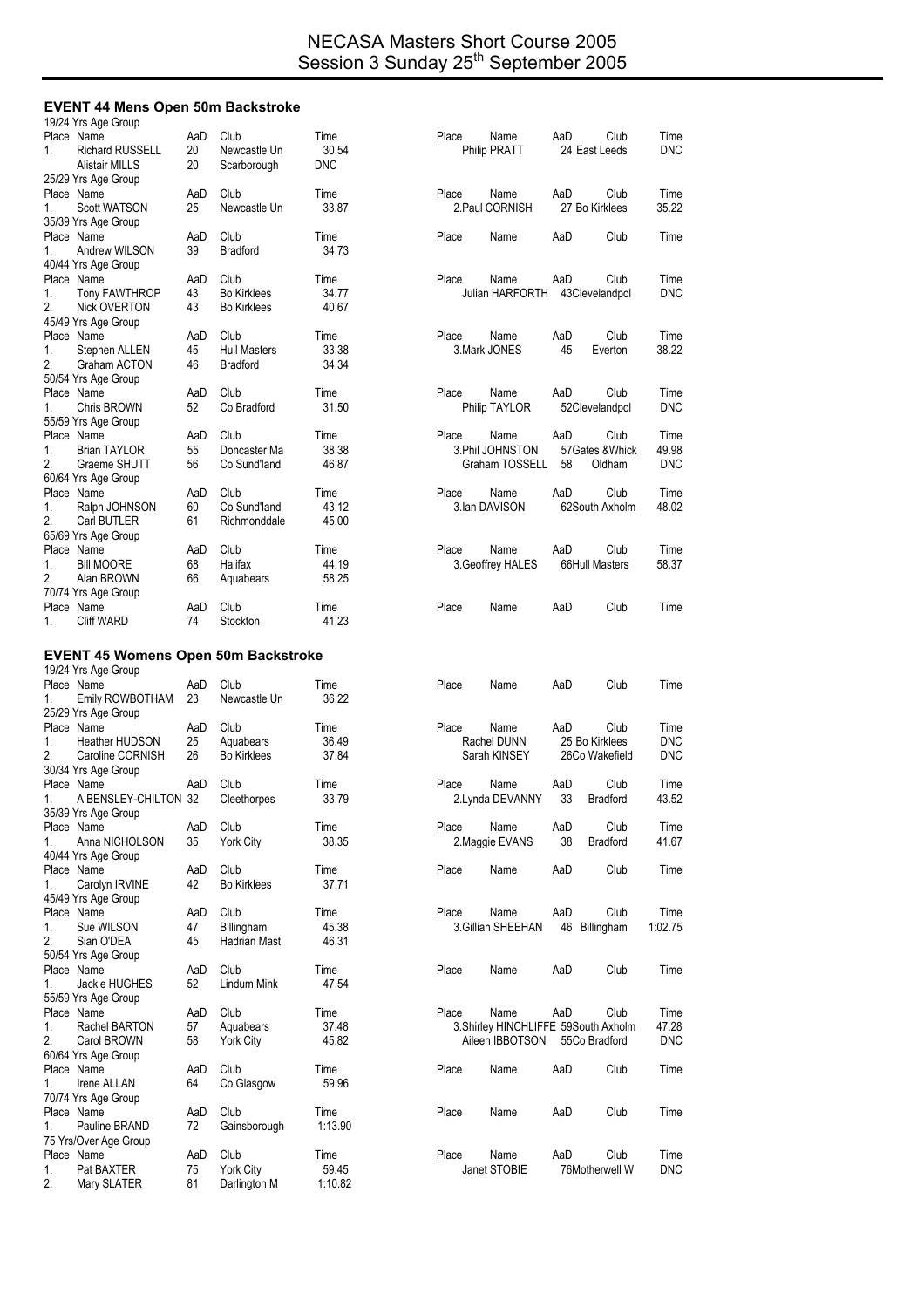# NECASA Masters Short Course 2005
## Session 3 Sunday 25th September 2005

### EVENT 44 Mens Open 50m Backstroke

**19/24 Yrs Age Group**

| Place | Name | AaD | Club | Time |
|---|---|---|---|---|
| 1. | Richard RUSSELL | 20 | Newcastle Un | 30.54 |
| | Alistair MILLS | 20 | Scarborough | DNC |
| | Philip PRATT | 24 | East Leeds | DNC |

**25/29 Yrs Age Group**

| Place | Name | AaD | Club | Time |
|---|---|---|---|---|
| 1. | Scott WATSON | 25 | Newcastle Un | 33.87 |
| 2. | Paul CORNISH | 27 | Bo Kirklees | 35.22 |

**35/39 Yrs Age Group**

| Place | Name | AaD | Club | Time |
|---|---|---|---|---|
| 1. | Andrew WILSON | 39 | Bradford | 34.73 |

**40/44 Yrs Age Group**

| Place | Name | AaD | Club | Time |
|---|---|---|---|---|
| 1. | Tony FAWTHROP | 43 | Bo Kirklees | 34.77 |
| 2. | Nick OVERTON | 43 | Bo Kirklees | 40.67 |
| | Julian HARFORTH | 43 | Clevelandpol | DNC |

**45/49 Yrs Age Group**

| Place | Name | AaD | Club | Time |
|---|---|---|---|---|
| 1. | Stephen ALLEN | 45 | Hull Masters | 33.38 |
| 2. | Graham ACTON | 46 | Bradford | 34.34 |
| 3. | Mark JONES | 45 | Everton | 38.22 |

**50/54 Yrs Age Group**

| Place | Name | AaD | Club | Time |
|---|---|---|---|---|
| 1. | Chris BROWN | 52 | Co Bradford | 31.50 |
| | Philip TAYLOR | 52 | Clevelandpol | DNC |

**55/59 Yrs Age Group**

| Place | Name | AaD | Club | Time |
|---|---|---|---|---|
| 1. | Brian TAYLOR | 55 | Doncaster Ma | 38.38 |
| 2. | Graeme SHUTT | 56 | Co Sund'land | 46.87 |
| 3. | Phil JOHNSTON | 57 | Gates &Whick | 49.98 |
| | Graham TOSSELL | 58 | Oldham | DNC |

**60/64 Yrs Age Group**

| Place | Name | AaD | Club | Time |
|---|---|---|---|---|
| 1. | Ralph JOHNSON | 60 | Co Sund'land | 43.12 |
| 2. | Carl BUTLER | 61 | Richmonddale | 45.00 |
| 3. | Ian DAVISON | 62 | South Axholm | 48.02 |

**65/69 Yrs Age Group**

| Place | Name | AaD | Club | Time |
|---|---|---|---|---|
| 1. | Bill MOORE | 68 | Halifax | 44.19 |
| 2. | Alan BROWN | 66 | Aquabears | 58.25 |
| 3. | Geoffrey HALES | 66 | Hull Masters | 58.37 |

**70/74 Yrs Age Group**

| Place | Name | AaD | Club | Time |
|---|---|---|---|---|
| 1. | Cliff WARD | 74 | Stockton | 41.23 |

### EVENT 45 Womens Open 50m Backstroke

**19/24 Yrs Age Group**

| Place | Name | AaD | Club | Time |
|---|---|---|---|---|
| 1. | Emily ROWBOTHAM | 23 | Newcastle Un | 36.22 |

**25/29 Yrs Age Group**

| Place | Name | AaD | Club | Time |
|---|---|---|---|---|
| 1. | Heather HUDSON | 25 | Aquabears | 36.49 |
| 2. | Caroline CORNISH | 26 | Bo Kirklees | 37.84 |
| | Rachel DUNN | 25 | Bo Kirklees | DNC |
| | Sarah KINSEY | 26 | Co Wakefield | DNC |

**30/34 Yrs Age Group**

| Place | Name | AaD | Club | Time |
|---|---|---|---|---|
| 1. | A BENSLEY-CHILTON | 32 | Cleethorpes | 33.79 |
| 2. | Lynda DEVANNY | 33 | Bradford | 43.52 |

**35/39 Yrs Age Group**

| Place | Name | AaD | Club | Time |
|---|---|---|---|---|
| 1. | Anna NICHOLSON | 35 | York City | 38.35 |
| 2. | Maggie EVANS | 38 | Bradford | 41.67 |

**40/44 Yrs Age Group**

| Place | Name | AaD | Club | Time |
|---|---|---|---|---|
| 1. | Carolyn IRVINE | 42 | Bo Kirklees | 37.71 |

**45/49 Yrs Age Group**

| Place | Name | AaD | Club | Time |
|---|---|---|---|---|
| 1. | Sue WILSON | 47 | Billingham | 45.38 |
| 2. | Sian O'DEA | 45 | Hadrian Mast | 46.31 |
| 3. | Gillian SHEEHAN | 46 | Billingham | 1:02.75 |

**50/54 Yrs Age Group**

| Place | Name | AaD | Club | Time |
|---|---|---|---|---|
| 1. | Jackie HUGHES | 52 | Lindum Mink | 47.54 |

**55/59 Yrs Age Group**

| Place | Name | AaD | Club | Time |
|---|---|---|---|---|
| 1. | Rachel BARTON | 57 | Aquabears | 37.48 |
| 2. | Carol BROWN | 58 | York City | 45.82 |
| 3. | Shirley HINCHLIFFE | 59 | South Axholm | 47.28 |
| | Aileen IBBOTSON | 55 | Co Bradford | DNC |

**60/64 Yrs Age Group**

| Place | Name | AaD | Club | Time |
|---|---|---|---|---|
| 1. | Irene ALLAN | 64 | Co Glasgow | 59.96 |

**70/74 Yrs Age Group**

| Place | Name | AaD | Club | Time |
|---|---|---|---|---|
| 1. | Pauline BRAND | 72 | Gainsborough | 1:13.90 |

**75 Yrs/Over Age Group**

| Place | Name | AaD | Club | Time |
|---|---|---|---|---|
| 1. | Pat BAXTER | 75 | York City | 59.45 |
| 2. | Mary SLATER | 81 | Darlington M | 1:10.82 |
| | Janet STOBIE | 76 | Motherwell W | DNC |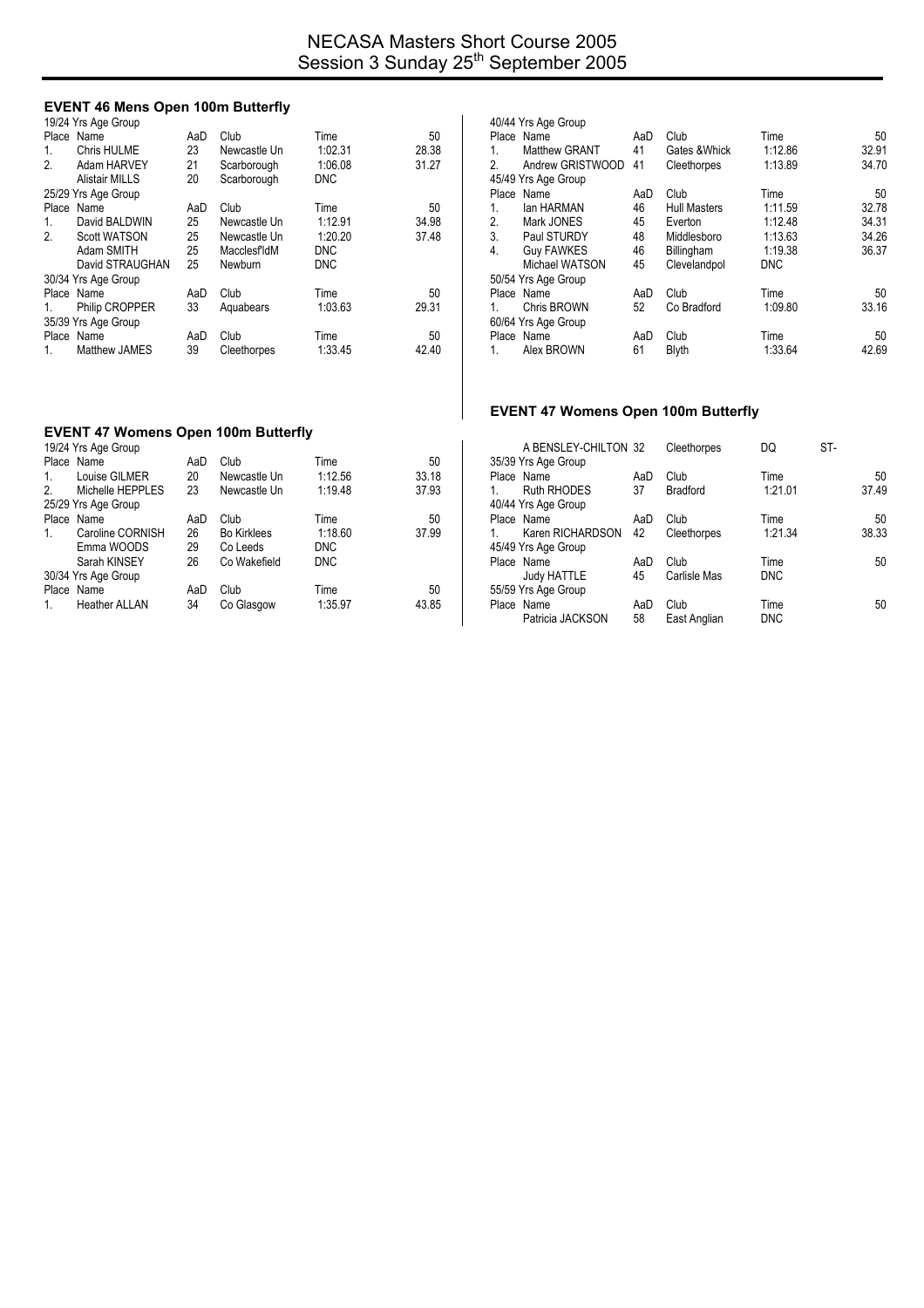# NECASA Masters Short Course 2005
## Session 3 Sunday 25th September 2005

### EVENT 46 Mens Open 100m Butterfly

19/24 Yrs Age Group

| Place | Name | AaD | Club | Time | 50 |
|---|---|---|---|---|---|
| 1. | Chris HULME | 23 | Newcastle Un | 1:02.31 | 28.38 |
| 2. | Adam HARVEY | 21 | Scarborough | 1:06.08 | 31.27 |
| | Alistair MILLS | 20 | Scarborough | DNC | |

25/29 Yrs Age Group

| Place | Name | AaD | Club | Time | 50 |
|---|---|---|---|---|---|
| 1. | David BALDWIN | 25 | Newcastle Un | 1:12.91 | 34.98 |
| 2. | Scott WATSON | 25 | Newcastle Un | 1:20.20 | 37.48 |
| | Adam SMITH | 25 | Macclesf'ldM | DNC | |
| | David STRAUGHAN | 25 | Newburn | DNC | |

30/34 Yrs Age Group

| Place | Name | AaD | Club | Time | 50 |
|---|---|---|---|---|---|
| 1. | Philip CROPPER | 33 | Aquabears | 1:03.63 | 29.31 |

35/39 Yrs Age Group

| Place | Name | AaD | Club | Time | 50 |
|---|---|---|---|---|---|
| 1. | Matthew JAMES | 39 | Cleethorpes | 1:33.45 | 42.40 |

40/44 Yrs Age Group

| Place | Name | AaD | Club | Time | 50 |
|---|---|---|---|---|---|
| 1. | Matthew GRANT | 41 | Gates &Whick | 1:12.86 | 32.91 |
| 2. | Andrew GRISTWOOD | 41 | Cleethorpes | 1:13.89 | 34.70 |

45/49 Yrs Age Group

| Place | Name | AaD | Club | Time | 50 |
|---|---|---|---|---|---|
| 1. | Ian HARMAN | 46 | Hull Masters | 1:11.59 | 32.78 |
| 2. | Mark JONES | 45 | Everton | 1:12.48 | 34.31 |
| 3. | Paul STURDY | 48 | Middlesboro | 1:13.63 | 34.26 |
| 4. | Guy FAWKES | 46 | Billingham | 1:19.38 | 36.37 |
| | Michael WATSON | 45 | Clevelandpol | DNC | |

50/54 Yrs Age Group

| Place | Name | AaD | Club | Time | 50 |
|---|---|---|---|---|---|
| 1. | Chris BROWN | 52 | Co Bradford | 1:09.80 | 33.16 |

60/64 Yrs Age Group

| Place | Name | AaD | Club | Time | 50 |
|---|---|---|---|---|---|
| 1. | Alex BROWN | 61 | Blyth | 1:33.64 | 42.69 |

### EVENT 47 Womens Open 100m Butterfly

19/24 Yrs Age Group

| Place | Name | AaD | Club | Time | 50 |
|---|---|---|---|---|---|
| 1. | Louise GILMER | 20 | Newcastle Un | 1:12.56 | 33.18 |
| 2. | Michelle HEPPLES | 23 | Newcastle Un | 1:19.48 | 37.93 |

25/29 Yrs Age Group

| Place | Name | AaD | Club | Time | 50 |
|---|---|---|---|---|---|
| 1. | Caroline CORNISH | 26 | Bo Kirklees | 1:18.60 | 37.99 |
| | Emma WOODS | 29 | Co Leeds | DNC | |
| | Sarah KINSEY | 26 | Co Wakefield | DNC | |

30/34 Yrs Age Group

| Place | Name | AaD | Club | Time | 50 |
|---|---|---|---|---|---|
| 1. | Heather ALLAN | 34 | Co Glasgow | 1:35.97 | 43.85 |
| | A BENSLEY-CHILTON | 32 | Cleethorpes | DQ | ST- |

35/39 Yrs Age Group

| Place | Name | AaD | Club | Time | 50 |
|---|---|---|---|---|---|
| 1. | Ruth RHODES | 37 | Bradford | 1:21.01 | 37.49 |

40/44 Yrs Age Group

| Place | Name | AaD | Club | Time | 50 |
|---|---|---|---|---|---|
| 1. | Karen RICHARDSON | 42 | Cleethorpes | 1:21.34 | 38.33 |

45/49 Yrs Age Group

| Place | Name | AaD | Club | Time | 50 |
|---|---|---|---|---|---|
| | Judy HATTLE | 45 | Carlisle Mas | DNC | |

55/59 Yrs Age Group

| Place | Name | AaD | Club | Time | 50 |
|---|---|---|---|---|---|
| | Patricia JACKSON | 58 | East Anglian | DNC | |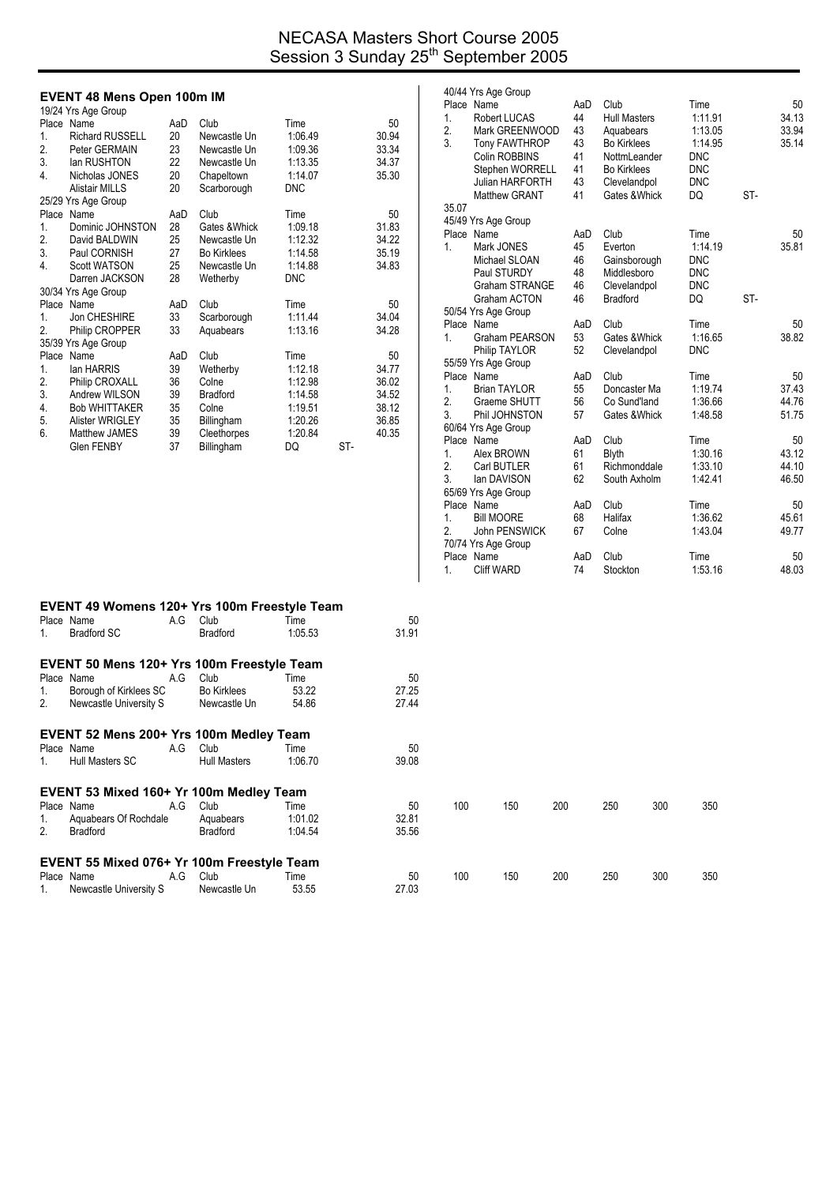# NECASA Masters Short Course 2005
## Session 3 Sunday 25th September 2005

### EVENT 48 Mens Open 100m IM

19/24 Yrs Age Group

| Place | Name | AaD | Club | Time | | 50 |
|---|---|---|---|---|---|---|
| 1. | Richard RUSSELL | 20 | Newcastle Un | 1:06.49 | | 30.94 |
| 2. | Peter GERMAIN | 23 | Newcastle Un | 1:09.36 | | 33.34 |
| 3. | Ian RUSHTON | 22 | Newcastle Un | 1:13.35 | | 34.37 |
| 4. | Nicholas JONES | 20 | Chapeltown | 1:14.07 | | 35.30 |
| | Alistair MILLS | 20 | Scarborough | DNC | | |

25/29 Yrs Age Group

| Place | Name | AaD | Club | Time | | 50 |
|---|---|---|---|---|---|---|
| 1. | Dominic JOHNSTON | 28 | Gates &Whick | 1:09.18 | | 31.83 |
| 2. | David BALDWIN | 25 | Newcastle Un | 1:12.32 | | 34.22 |
| 3. | Paul CORNISH | 27 | Bo Kirklees | 1:14.58 | | 35.19 |
| 4. | Scott WATSON | 25 | Newcastle Un | 1:14.88 | | 34.83 |
| | Darren JACKSON | 28 | Wetherby | DNC | | |

30/34 Yrs Age Group

| Place | Name | AaD | Club | Time | | 50 |
|---|---|---|---|---|---|---|
| 1. | Jon CHESHIRE | 33 | Scarborough | 1:11.44 | | 34.04 |
| 2. | Philip CROPPER | 33 | Aquabears | 1:13.16 | | 34.28 |

35/39 Yrs Age Group

| Place | Name | AaD | Club | Time | | 50 |
|---|---|---|---|---|---|---|
| 1. | Ian HARRIS | 39 | Wetherby | 1:12.18 | | 34.77 |
| 2. | Philip CROXALL | 36 | Colne | 1:12.98 | | 36.02 |
| 3. | Andrew WILSON | 39 | Bradford | 1:14.58 | | 34.52 |
| 4. | Bob WHITTAKER | 35 | Colne | 1:19.51 | | 38.12 |
| 5. | Alister WRIGLEY | 35 | Billingham | 1:20.26 | | 36.85 |
| 6. | Matthew JAMES | 39 | Cleethorpes | 1:20.84 | | 40.35 |
| | Glen FENBY | 37 | Billingham | DQ | ST- | |

40/44 Yrs Age Group

| Place | Name | AaD | Club | Time | | 50 |
|---|---|---|---|---|---|---|
| 1. | Robert LUCAS | 44 | Hull Masters | 1:11.91 | | 34.13 |
| 2. | Mark GREENWOOD | 43 | Aquabears | 1:13.05 | | 33.94 |
| 3. | Tony FAWTHROP | 43 | Bo Kirklees | 1:14.95 | | 35.14 |
| | Colin ROBBINS | 41 | NottmLeander | DNC | | |
| | Stephen WORRELL | 41 | Bo Kirklees | DNC | | |
| | Julian HARFORTH | 43 | Clevelandpol | DNC | | |
| | Matthew GRANT | 41 | Gates &Whick | DQ | ST- | |

35.07

45/49 Yrs Age Group

| Place | Name | AaD | Club | Time | | 50 |
|---|---|---|---|---|---|---|
| 1. | Mark JONES | 45 | Everton | 1:14.19 | | 35.81 |
| | Michael SLOAN | 46 | Gainsborough | DNC | | |
| | Paul STURDY | 48 | Middlesboro | DNC | | |
| | Graham STRANGE | 46 | Clevelandpol | DNC | | |
| | Graham ACTON | 46 | Bradford | DQ | ST- | |

50/54 Yrs Age Group

| Place | Name | AaD | Club | Time | | 50 |
|---|---|---|---|---|---|---|
| 1. | Graham PEARSON | 53 | Gates &Whick | 1:16.65 | | 38.82 |
| | Philip TAYLOR | 52 | Clevelandpol | DNC | | |

55/59 Yrs Age Group

| Place | Name | AaD | Club | Time | | 50 |
|---|---|---|---|---|---|---|
| 1. | Brian TAYLOR | 55 | Doncaster Ma | 1:19.74 | | 37.43 |
| 2. | Graeme SHUTT | 56 | Co Sund'land | 1:36.66 | | 44.76 |
| 3. | Phil JOHNSTON | 57 | Gates &Whick | 1:48.58 | | 51.75 |

60/64 Yrs Age Group

| Place | Name | AaD | Club | Time | | 50 |
|---|---|---|---|---|---|---|
| 1. | Alex BROWN | 61 | Blyth | 1:30.16 | | 43.12 |
| 2. | Carl BUTLER | 61 | Richmonddale | 1:33.10 | | 44.10 |
| 3. | Ian DAVISON | 62 | South Axholm | 1:42.41 | | 46.50 |

65/69 Yrs Age Group

| Place | Name | AaD | Club | Time | | 50 |
|---|---|---|---|---|---|---|
| 1. | Bill MOORE | 68 | Halifax | 1:36.62 | | 45.61 |
| 2. | John PENSWICK | 67 | Colne | 1:43.04 | | 49.77 |

70/74 Yrs Age Group

| Place | Name | AaD | Club | Time | | 50 |
|---|---|---|---|---|---|---|
| 1. | Cliff WARD | 74 | Stockton | 1:53.16 | | 48.03 |

### EVENT 49 Womens 120+ Yrs 100m Freestyle Team

| Place | Name | A.G | Club | Time | 50 |
|---|---|---|---|---|---|
| 1. | Bradford SC | | Bradford | 1:05.53 | 31.91 |

### EVENT 50 Mens 120+ Yrs 100m Freestyle Team

| Place | Name | A.G | Club | Time | 50 |
|---|---|---|---|---|---|
| 1. | Borough of Kirklees SC | | Bo Kirklees | 53.22 | 27.25 |
| 2. | Newcastle University S | | Newcastle Un | 54.86 | 27.44 |

### EVENT 52 Mens 200+ Yrs 100m Medley Team

| Place | Name | A.G | Club | Time | 50 |
|---|---|---|---|---|---|
| 1. | Hull Masters SC | | Hull Masters | 1:06.70 | 39.08 |

### EVENT 53 Mixed 160+ Yr 100m Medley Team

| Place | Name | A.G | Club | Time | 50 | 100 | 150 | 200 | 250 | 300 | 350 |
|---|---|---|---|---|---|---|---|---|---|---|---|
| 1. | Aquabears Of Rochdale | | Aquabears | 1:01.02 | 32.81 | | | | | | |
| 2. | Bradford | | Bradford | 1:04.54 | 35.56 | | | | | | |

### EVENT 55 Mixed 076+ Yr 100m Freestyle Team

| Place | Name | A.G | Club | Time | 50 | 100 | 150 | 200 | 250 | 300 | 350 |
|---|---|---|---|---|---|---|---|---|---|---|---|
| 1. | Newcastle University S | | Newcastle Un | 53.55 | 27.03 | | | | | | |